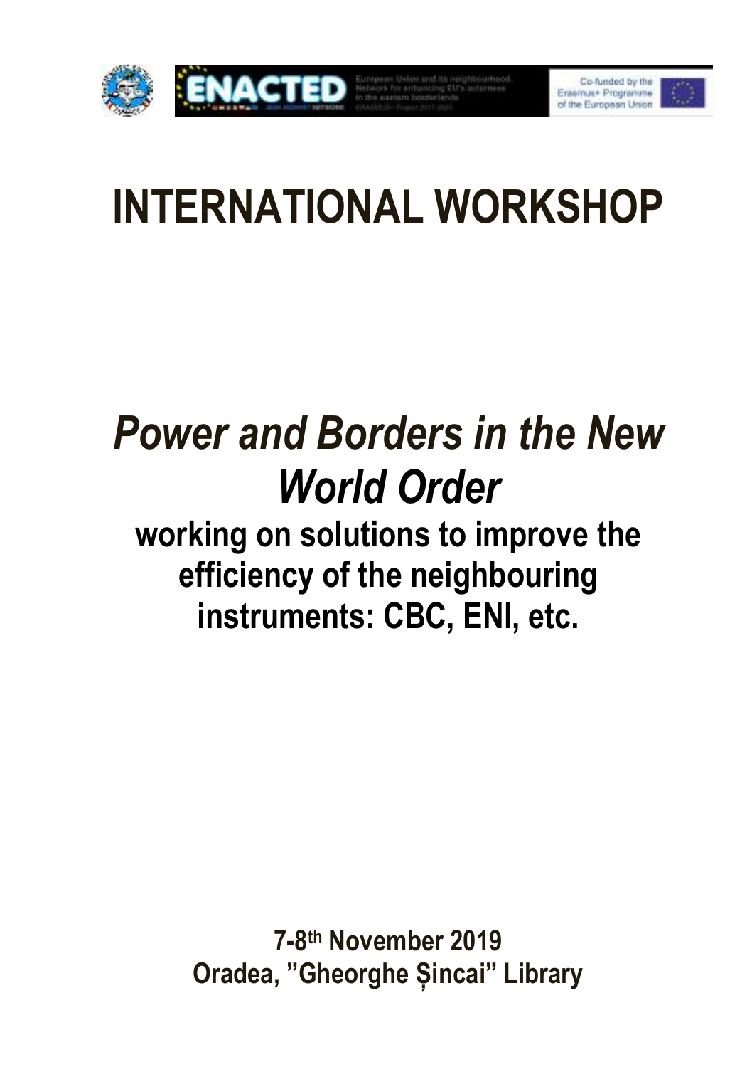# INTERNATIONAL WORKSHOP

## *Power and Borders in the New World Order*

### working on solutions to improve the efficiency of the neighbouring instruments: CBC, ENI, etc.

**7-8th November 2019**
**Oradea, "Gheorghe Șincai" Library**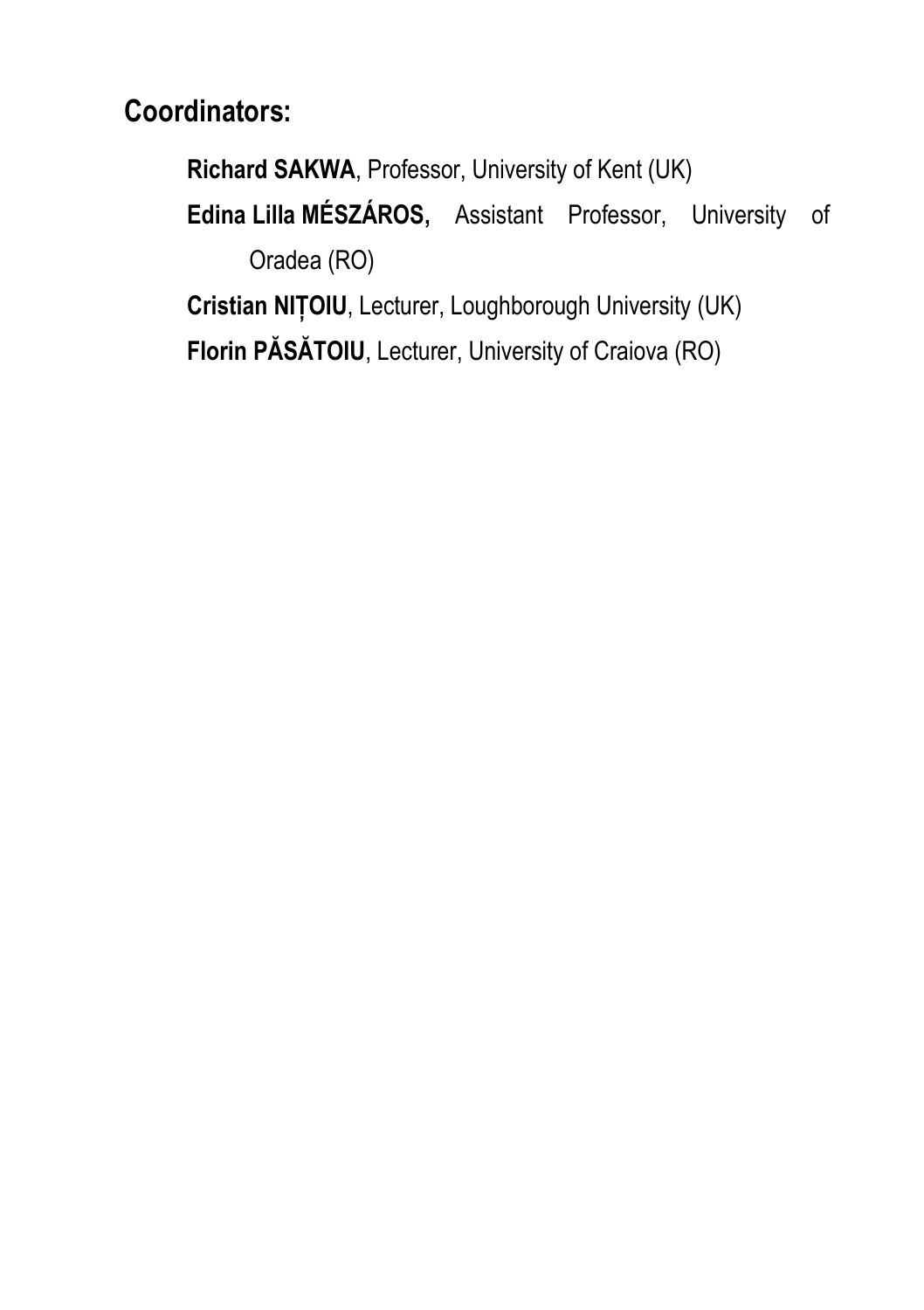## Coordinators:

**Richard SAKWA**, Professor, University of Kent (UK)

**Edina Lilla MÉSZÁROS,** Assistant Professor, University of Oradea (RO)

**Cristian NIȚOIU**, Lecturer, Loughborough University (UK)

**Florin PĂSĂTOIU**, Lecturer, University of Craiova (RO)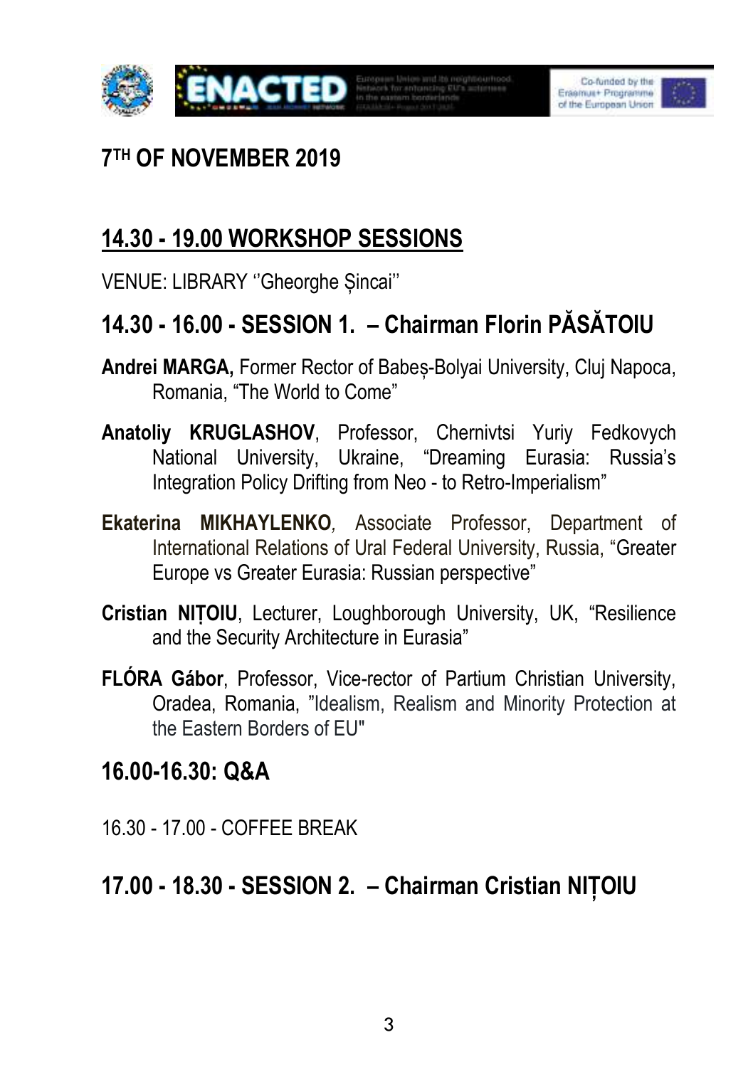## 7TH OF NOVEMBER 2019

## 14.30 - 19.00 WORKSHOP SESSIONS

VENUE: LIBRARY ''Gheorghe Șincai''

### 14.30 - 16.00 - SESSION 1. – Chairman Florin PĂSĂTOIU

**Andrei MARGA,** Former Rector of Babeș-Bolyai University, Cluj Napoca, Romania, "The World to Come"

**Anatoliy KRUGLASHOV**, Professor, Chernivtsi Yuriy Fedkovych National University, Ukraine, "Dreaming Eurasia: Russia's Integration Policy Drifting from Neo - to Retro-Imperialism"

**Ekaterina MIKHAYLENKO**, Associate Professor, Department of International Relations of Ural Federal University, Russia, "Greater Europe vs Greater Eurasia: Russian perspective"

**Cristian NIȚOIU**, Lecturer, Loughborough University, UK, "Resilience and the Security Architecture in Eurasia"

**FLÓRA Gábor**, Professor, Vice-rector of Partium Christian University, Oradea, Romania, "Idealism, Realism and Minority Protection at the Eastern Borders of EU"

### 16.00-16.30: Q&A

16.30 - 17.00 - COFFEE BREAK

### 17.00 - 18.30 - SESSION 2. – Chairman Cristian NIȚOIU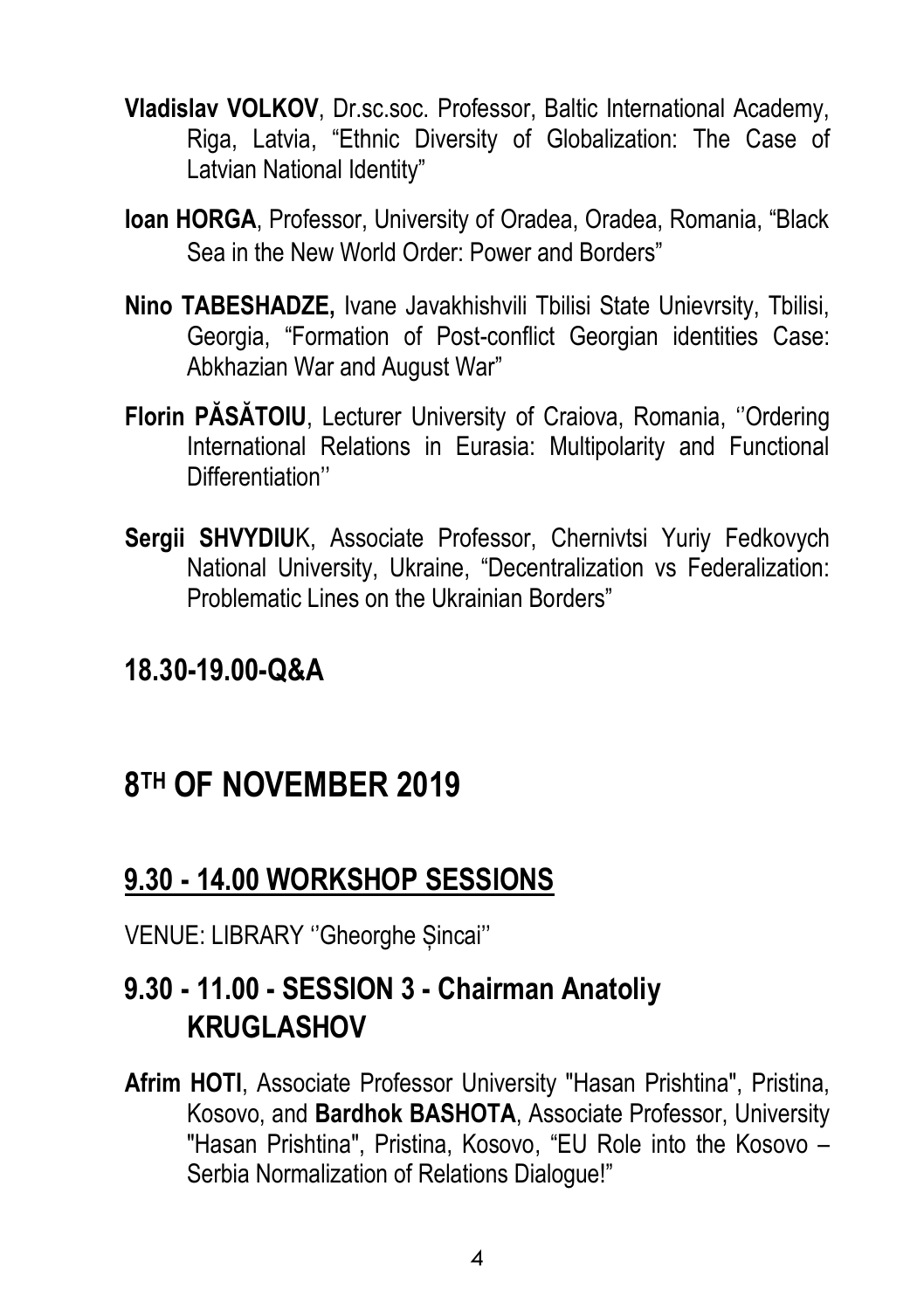**Vladislav VOLKOV**, Dr.sc.soc. Professor, Baltic International Academy, Riga, Latvia, "Ethnic Diversity of Globalization: The Case of Latvian National Identity"

**Ioan HORGA**, Professor, University of Oradea, Oradea, Romania, "Black Sea in the New World Order: Power and Borders"

**Nino TABESHADZE,** Ivane Javakhishvili Tbilisi State Unievrsity, Tbilisi, Georgia, "Formation of Post-conflict Georgian identities Case: Abkhazian War and August War"

**Florin PĂSĂTOIU**, Lecturer University of Craiova, Romania, ''Ordering International Relations in Eurasia: Multipolarity and Functional Differentiation''

**Sergii SHVYDIU**K, Associate Professor, Chernivtsi Yuriy Fedkovych National University, Ukraine, "Decentralization vs Federalization: Problematic Lines on the Ukrainian Borders"

## 18.30-19.00-Q&A

# 8TH OF NOVEMBER 2019

## 9.30 - 14.00 WORKSHOP SESSIONS

VENUE: LIBRARY ''Gheorghe Șincai''

## 9.30 - 11.00 - SESSION 3 - Chairman Anatoliy KRUGLASHOV

**Afrim HOTI**, Associate Professor University "Hasan Prishtina", Pristina, Kosovo, and **Bardhok BASHOTA**, Associate Professor, University "Hasan Prishtina", Pristina, Kosovo, "EU Role into the Kosovo – Serbia Normalization of Relations Dialogue!"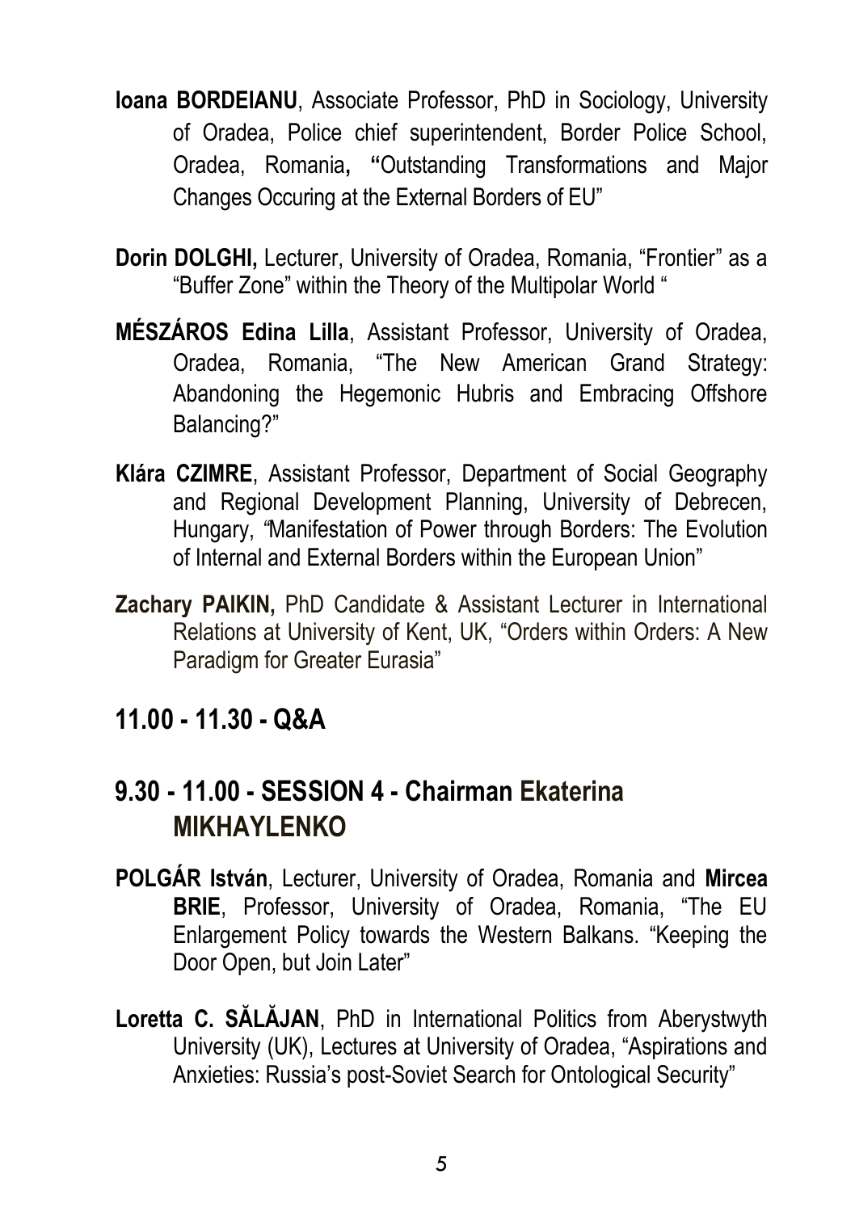**Ioana BORDEIANU**, Associate Professor, PhD in Sociology, University of Oradea, Police chief superintendent, Border Police School, Oradea, Romania**, "**Outstanding Transformations and Major Changes Occuring at the External Borders of EU"

**Dorin DOLGHI,** Lecturer, University of Oradea, Romania, "Frontier" as a "Buffer Zone" within the Theory of the Multipolar World "

**MÉSZÁROS Edina Lilla**, Assistant Professor, University of Oradea, Oradea, Romania, "The New American Grand Strategy: Abandoning the Hegemonic Hubris and Embracing Offshore Balancing?"

**Klára CZIMRE**, Assistant Professor, Department of Social Geography and Regional Development Planning, University of Debrecen, Hungary, "Manifestation of Power through Borders: The Evolution of Internal and External Borders within the European Union"

**Zachary PAIKIN,** PhD Candidate & Assistant Lecturer in International Relations at University of Kent, UK, "Orders within Orders: A New Paradigm for Greater Eurasia"

## 11.00 - 11.30 - Q&A

## 9.30 - 11.00 - SESSION 4 - Chairman Ekaterina MIKHAYLENKO

**POLGÁR István**, Lecturer, University of Oradea, Romania and **Mircea BRIE**, Professor, University of Oradea, Romania, "The EU Enlargement Policy towards the Western Balkans. "Keeping the Door Open, but Join Later"

**Loretta C. SĂLĂJAN**, PhD in International Politics from Aberystwyth University (UK), Lectures at University of Oradea, "Aspirations and Anxieties: Russia's post-Soviet Search for Ontological Security"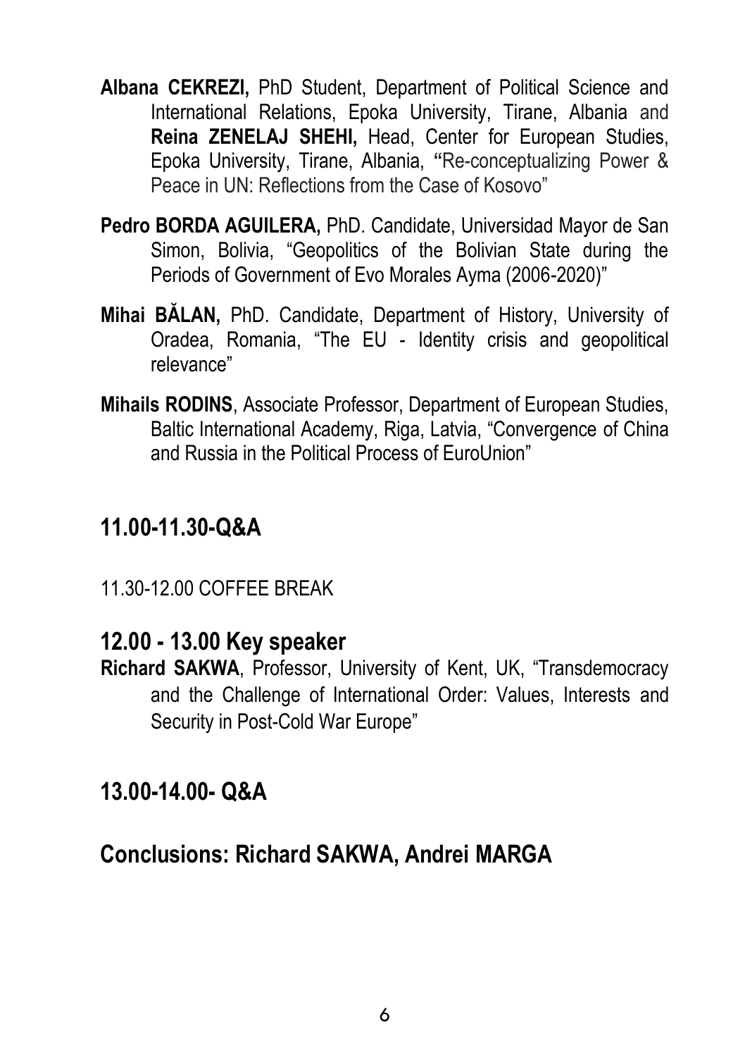**Albana CEKREZI,** PhD Student, Department of Political Science and International Relations, Epoka University, Tirane, Albania and **Reina ZENELAJ SHEHI,** Head, Center for European Studies, Epoka University, Tirane, Albania, **"**Re-conceptualizing Power & Peace in UN: Reflections from the Case of Kosovo"

**Pedro BORDA AGUILERA,** PhD. Candidate, Universidad Mayor de San Simon, Bolivia, "Geopolitics of the Bolivian State during the Periods of Government of Evo Morales Ayma (2006-2020)"

**Mihai BĂLAN,** PhD. Candidate, Department of History, University of Oradea, Romania, "The EU - Identity crisis and geopolitical relevance"

**Mihails RODINS**, Associate Professor, Department of European Studies, Baltic International Academy, Riga, Latvia, "Convergence of China and Russia in the Political Process of EuroUnion"

## 11.00-11.30-Q&A

11.30-12.00 COFFEE BREAK

## 12.00 - 13.00 Key speaker

**Richard SAKWA**, Professor, University of Kent, UK, "Transdemocracy and the Challenge of International Order: Values, Interests and Security in Post-Cold War Europe"

## 13.00-14.00- Q&A

## Conclusions: Richard SAKWA, Andrei MARGA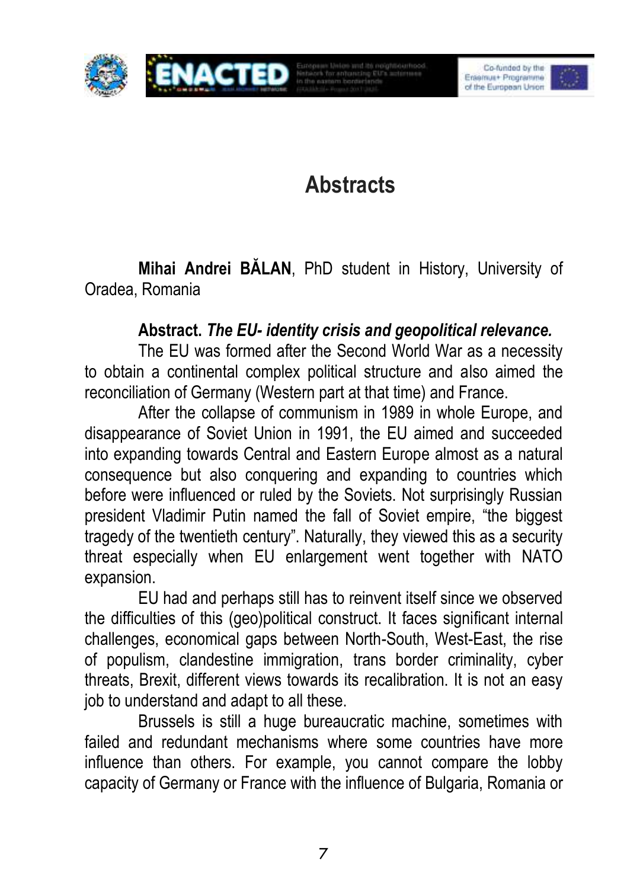# Abstracts

**Mihai Andrei BĂLAN**, PhD student in History, University of Oradea, Romania

**Abstract.** ***The EU- identity crisis and geopolitical relevance.***

The EU was formed after the Second World War as a necessity to obtain a continental complex political structure and also aimed the reconciliation of Germany (Western part at that time) and France.

After the collapse of communism in 1989 in whole Europe, and disappearance of Soviet Union in 1991, the EU aimed and succeeded into expanding towards Central and Eastern Europe almost as a natural consequence but also conquering and expanding to countries which before were influenced or ruled by the Soviets. Not surprisingly Russian president Vladimir Putin named the fall of Soviet empire, "the biggest tragedy of the twentieth century". Naturally, they viewed this as a security threat especially when EU enlargement went together with NATO expansion.

EU had and perhaps still has to reinvent itself since we observed the difficulties of this (geo)political construct. It faces significant internal challenges, economical gaps between North-South, West-East, the rise of populism, clandestine immigration, trans border criminality, cyber threats, Brexit, different views towards its recalibration. It is not an easy job to understand and adapt to all these.

Brussels is still a huge bureaucratic machine, sometimes with failed and redundant mechanisms where some countries have more influence than others. For example, you cannot compare the lobby capacity of Germany or France with the influence of Bulgaria, Romania or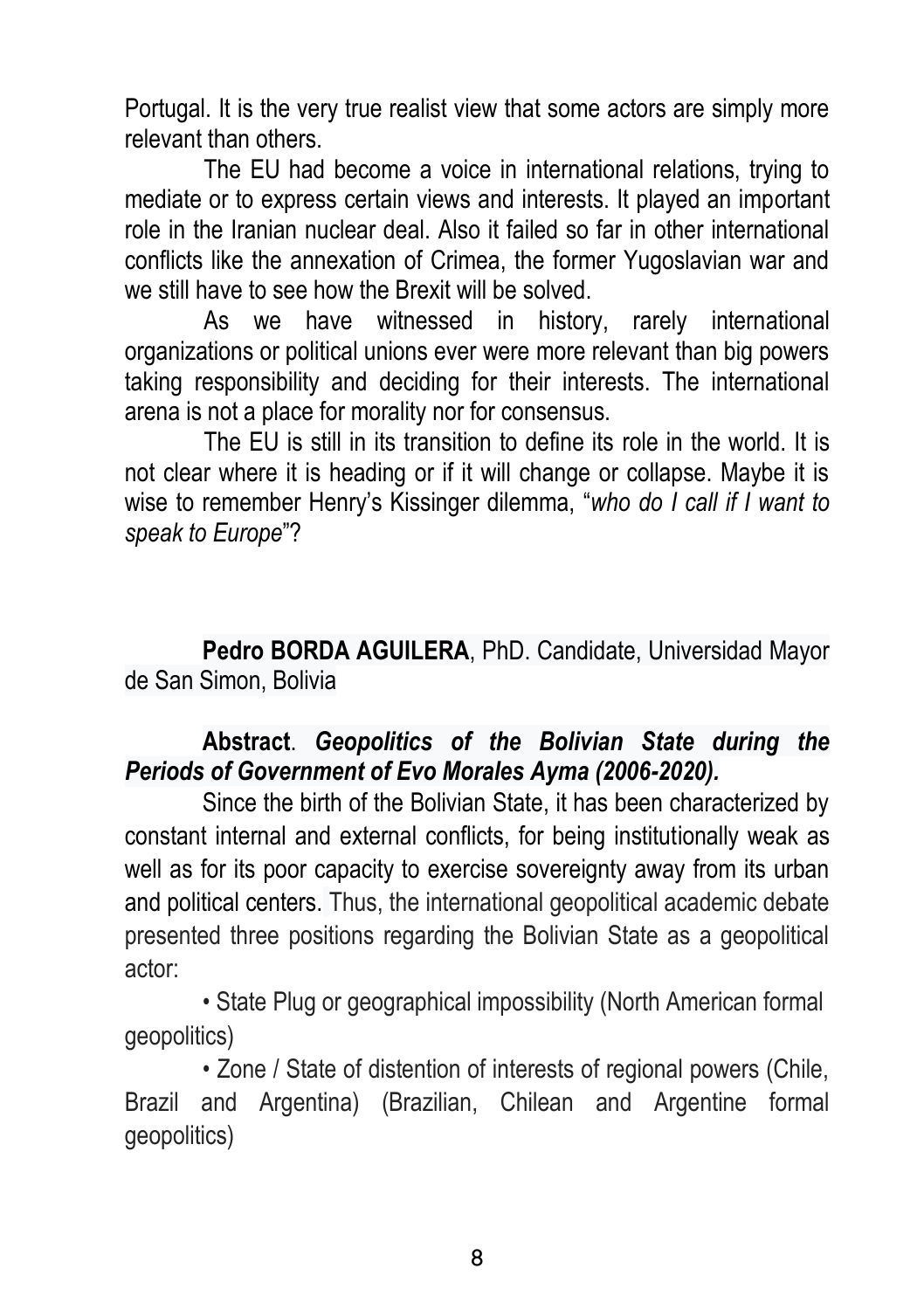Portugal. It is the very true realist view that some actors are simply more relevant than others.

The EU had become a voice in international relations, trying to mediate or to express certain views and interests. It played an important role in the Iranian nuclear deal. Also it failed so far in other international conflicts like the annexation of Crimea, the former Yugoslavian war and we still have to see how the Brexit will be solved.

As we have witnessed in history, rarely international organizations or political unions ever were more relevant than big powers taking responsibility and deciding for their interests. The international arena is not a place for morality nor for consensus.

The EU is still in its transition to define its role in the world. It is not clear where it is heading or if it will change or collapse. Maybe it is wise to remember Henry's Kissinger dilemma, "*who do I call if I want to speak to Europe*"?

**Pedro BORDA AGUILERA**, PhD. Candidate, Universidad Mayor de San Simon, Bolivia

**Abstract**. ***Geopolitics of the Bolivian State during the Periods of Government of Evo Morales Ayma (2006-2020).***

Since the birth of the Bolivian State, it has been characterized by constant internal and external conflicts, for being institutionally weak as well as for its poor capacity to exercise sovereignty away from its urban and political centers. Thus, the international geopolitical academic debate presented three positions regarding the Bolivian State as a geopolitical actor:

- State Plug or geographical impossibility (North American formal geopolitics)
- Zone / State of distention of interests of regional powers (Chile, Brazil and Argentina) (Brazilian, Chilean and Argentine formal geopolitics)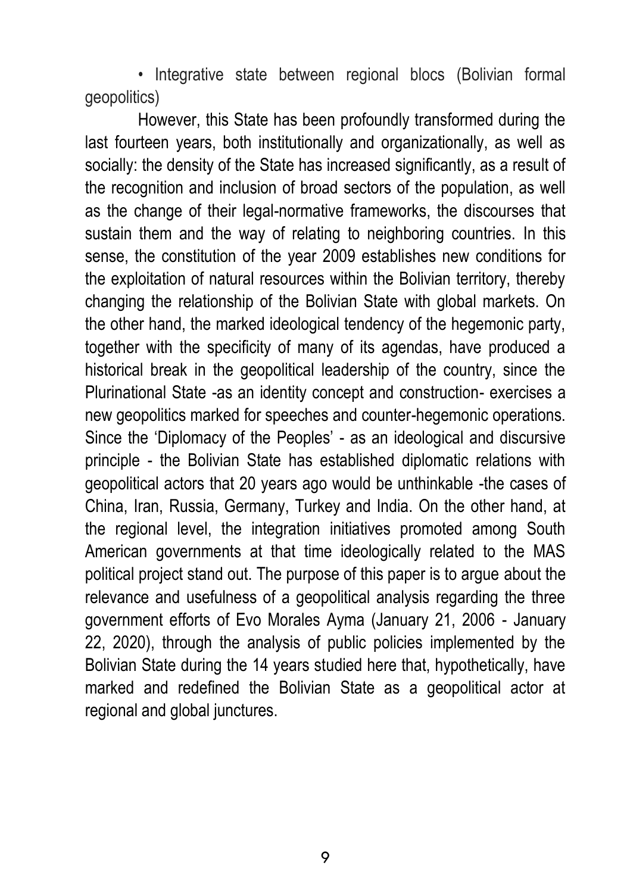• Integrative state between regional blocs (Bolivian formal geopolitics)

However, this State has been profoundly transformed during the last fourteen years, both institutionally and organizationally, as well as socially: the density of the State has increased significantly, as a result of the recognition and inclusion of broad sectors of the population, as well as the change of their legal-normative frameworks, the discourses that sustain them and the way of relating to neighboring countries. In this sense, the constitution of the year 2009 establishes new conditions for the exploitation of natural resources within the Bolivian territory, thereby changing the relationship of the Bolivian State with global markets. On the other hand, the marked ideological tendency of the hegemonic party, together with the specificity of many of its agendas, have produced a historical break in the geopolitical leadership of the country, since the Plurinational State -as an identity concept and construction- exercises a new geopolitics marked for speeches and counter-hegemonic operations. Since the 'Diplomacy of the Peoples' - as an ideological and discursive principle - the Bolivian State has established diplomatic relations with geopolitical actors that 20 years ago would be unthinkable -the cases of China, Iran, Russia, Germany, Turkey and India. On the other hand, at the regional level, the integration initiatives promoted among South American governments at that time ideologically related to the MAS political project stand out. The purpose of this paper is to argue about the relevance and usefulness of a geopolitical analysis regarding the three government efforts of Evo Morales Ayma (January 21, 2006 - January 22, 2020), through the analysis of public policies implemented by the Bolivian State during the 14 years studied here that, hypothetically, have marked and redefined the Bolivian State as a geopolitical actor at regional and global junctures.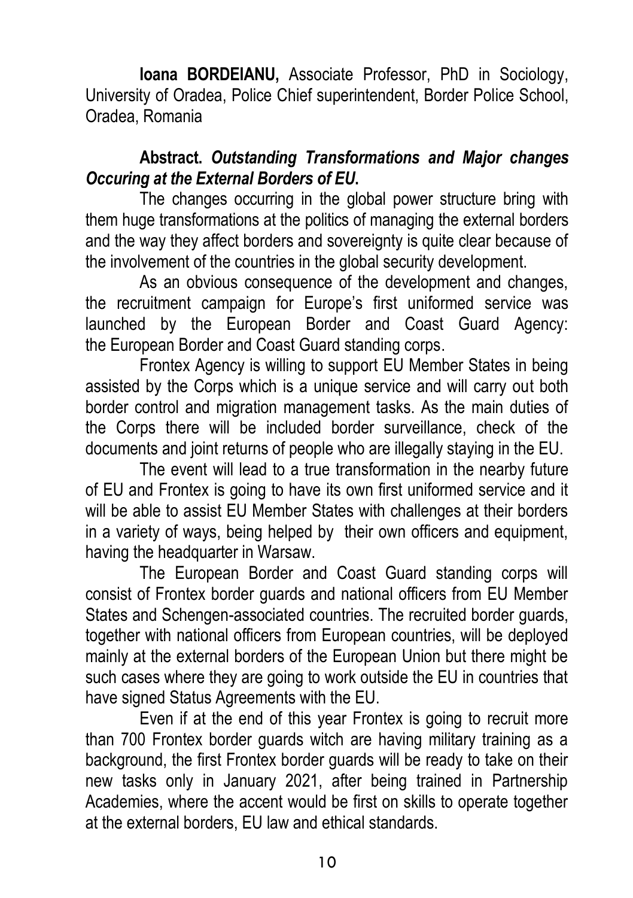**Ioana BORDEIANU,** Associate Professor, PhD in Sociology, University of Oradea, Police Chief superintendent, Border Police School, Oradea, Romania

**Abstract.** ***Outstanding Transformations and Major changes Occuring at the External Borders of EU.***

The changes occurring in the global power structure bring with them huge transformations at the politics of managing the external borders and the way they affect borders and sovereignty is quite clear because of the involvement of the countries in the global security development.

As an obvious consequence of the development and changes, the recruitment campaign for Europe's first uniformed service was launched by the European Border and Coast Guard Agency: the European Border and Coast Guard standing corps.

Frontex Agency is willing to support EU Member States in being assisted by the Corps which is a unique service and will carry out both border control and migration management tasks. As the main duties of the Corps there will be included border surveillance, check of the documents and joint returns of people who are illegally staying in the EU.

The event will lead to a true transformation in the nearby future of EU and Frontex is going to have its own first uniformed service and it will be able to assist EU Member States with challenges at their borders in a variety of ways, being helped by their own officers and equipment, having the headquarter in Warsaw.

The European Border and Coast Guard standing corps will consist of Frontex border guards and national officers from EU Member States and Schengen-associated countries. The recruited border guards, together with national officers from European countries, will be deployed mainly at the external borders of the European Union but there might be such cases where they are going to work outside the EU in countries that have signed Status Agreements with the EU.

Even if at the end of this year Frontex is going to recruit more than 700 Frontex border guards witch are having military training as a background, the first Frontex border guards will be ready to take on their new tasks only in January 2021, after being trained in Partnership Academies, where the accent would be first on skills to operate together at the external borders, EU law and ethical standards.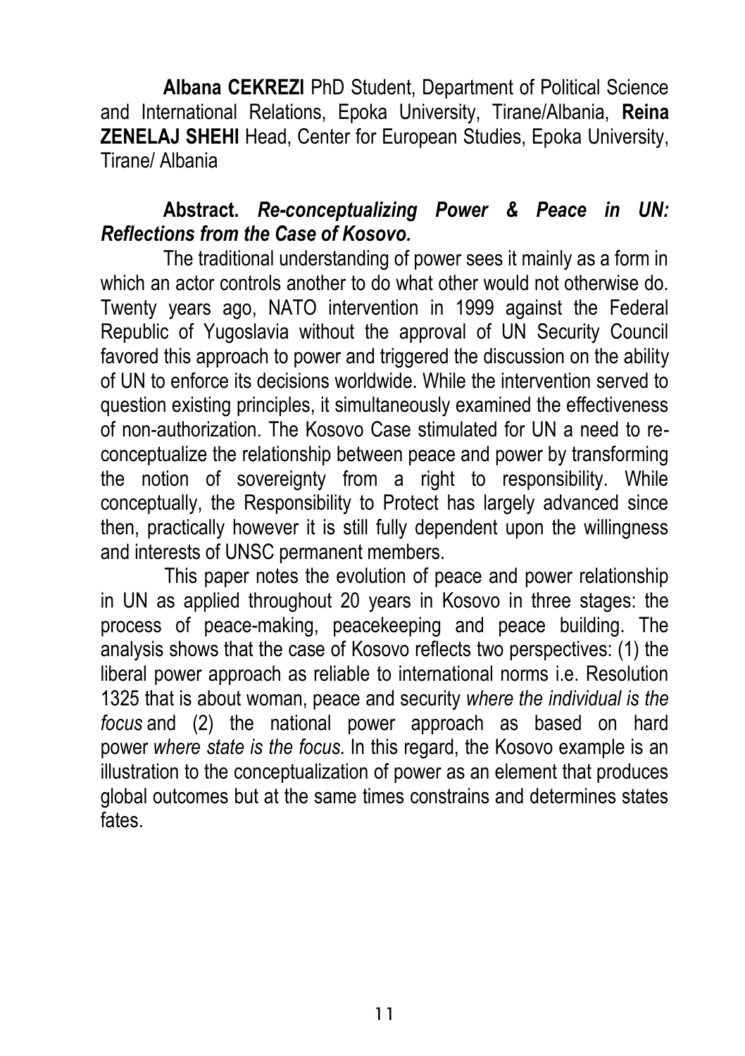**Albana CEKREZI** PhD Student, Department of Political Science and International Relations, Epoka University, Tirane/Albania, **Reina ZENELAJ SHEHI** Head, Center for European Studies, Epoka University, Tirane/ Albania

**Abstract.** ***Re-conceptualizing Power & Peace in UN: Reflections from the Case of Kosovo.***

The traditional understanding of power sees it mainly as a form in which an actor controls another to do what other would not otherwise do. Twenty years ago, NATO intervention in 1999 against the Federal Republic of Yugoslavia without the approval of UN Security Council favored this approach to power and triggered the discussion on the ability of UN to enforce its decisions worldwide. While the intervention served to question existing principles, it simultaneously examined the effectiveness of non-authorization. The Kosovo Case stimulated for UN a need to re-conceptualize the relationship between peace and power by transforming the notion of sovereignty from a right to responsibility. While conceptually, the Responsibility to Protect has largely advanced since then, practically however it is still fully dependent upon the willingness and interests of UNSC permanent members.

This paper notes the evolution of peace and power relationship in UN as applied throughout 20 years in Kosovo in three stages: the process of peace-making, peacekeeping and peace building. The analysis shows that the case of Kosovo reflects two perspectives: (1) the liberal power approach as reliable to international norms i.e. Resolution 1325 that is about woman, peace and security *where the individual is the focus* and (2) the national power approach as based on hard power *where state is the focus.* In this regard, the Kosovo example is an illustration to the conceptualization of power as an element that produces global outcomes but at the same times constrains and determines states fates.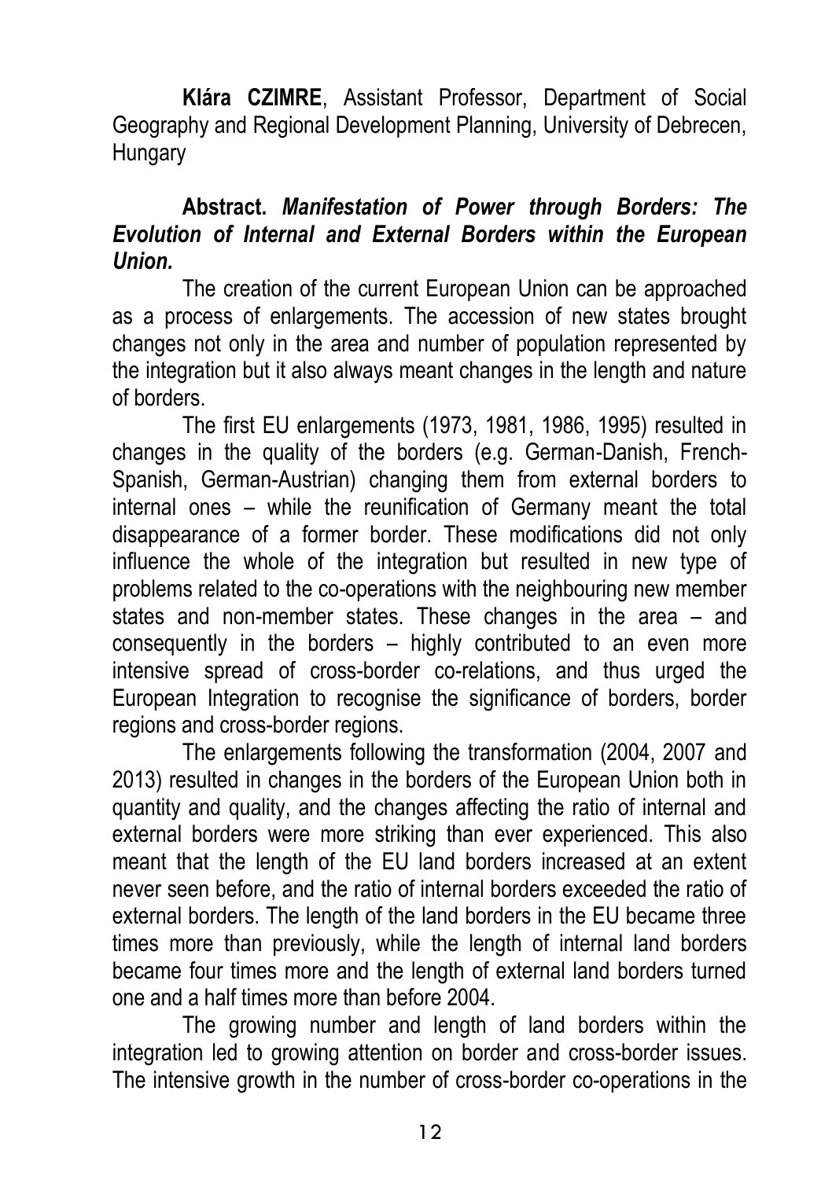**Klára CZIMRE**, Assistant Professor, Department of Social Geography and Regional Development Planning, University of Debrecen, Hungary

**Abstract.** ***Manifestation of Power through Borders: The Evolution of Internal and External Borders within the European Union.***

The creation of the current European Union can be approached as a process of enlargements. The accession of new states brought changes not only in the area and number of population represented by the integration but it also always meant changes in the length and nature of borders.

The first EU enlargements (1973, 1981, 1986, 1995) resulted in changes in the quality of the borders (e.g. German-Danish, French-Spanish, German-Austrian) changing them from external borders to internal ones – while the reunification of Germany meant the total disappearance of a former border. These modifications did not only influence the whole of the integration but resulted in new type of problems related to the co-operations with the neighbouring new member states and non-member states. These changes in the area – and consequently in the borders – highly contributed to an even more intensive spread of cross-border co-relations, and thus urged the European Integration to recognise the significance of borders, border regions and cross-border regions.

The enlargements following the transformation (2004, 2007 and 2013) resulted in changes in the borders of the European Union both in quantity and quality, and the changes affecting the ratio of internal and external borders were more striking than ever experienced. This also meant that the length of the EU land borders increased at an extent never seen before, and the ratio of internal borders exceeded the ratio of external borders. The length of the land borders in the EU became three times more than previously, while the length of internal land borders became four times more and the length of external land borders turned one and a half times more than before 2004.

The growing number and length of land borders within the integration led to growing attention on border and cross-border issues. The intensive growth in the number of cross-border co-operations in the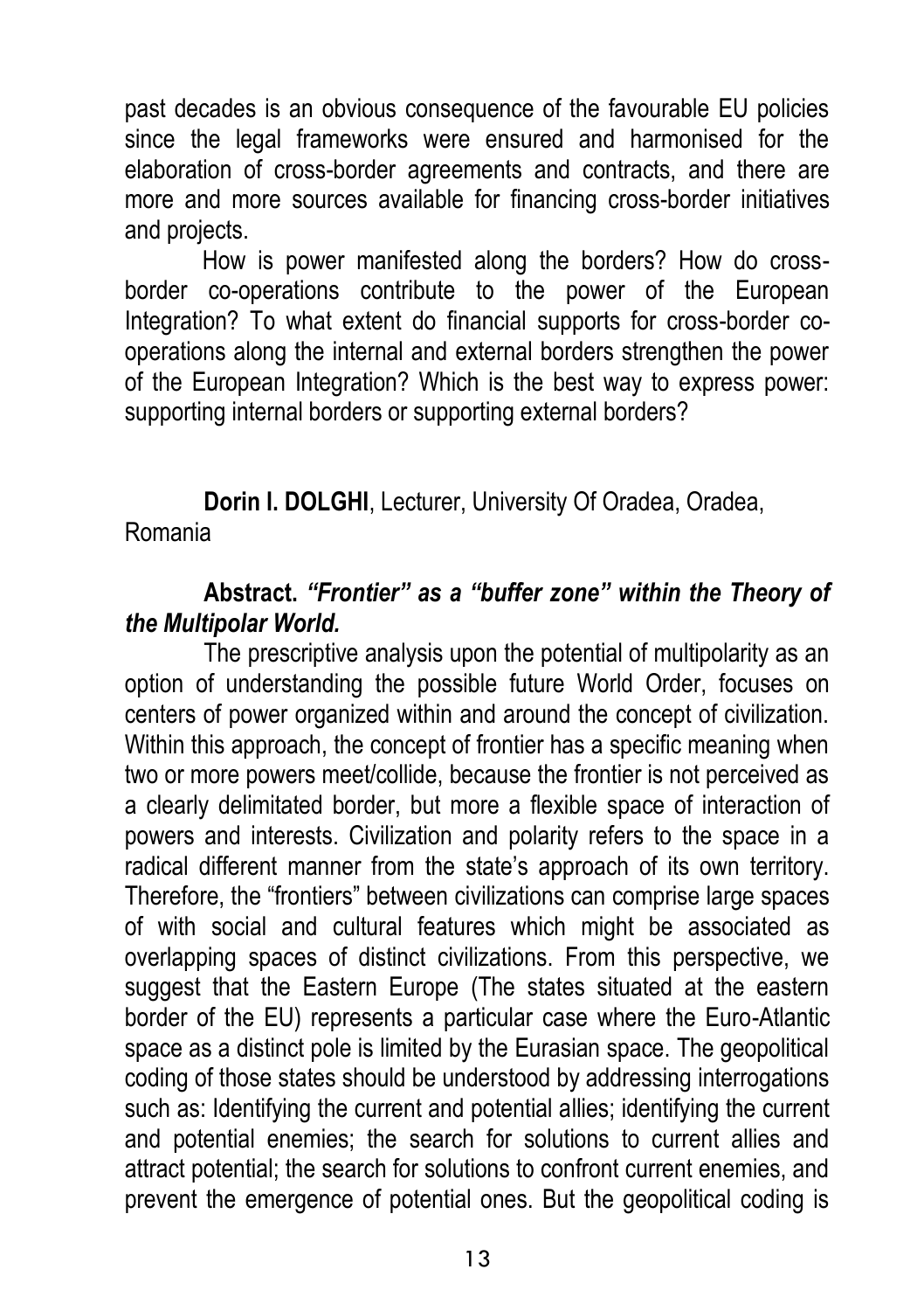past decades is an obvious consequence of the favourable EU policies since the legal frameworks were ensured and harmonised for the elaboration of cross-border agreements and contracts, and there are more and more sources available for financing cross-border initiatives and projects.

How is power manifested along the borders? How do cross-border co-operations contribute to the power of the European Integration? To what extent do financial supports for cross-border co-operations along the internal and external borders strengthen the power of the European Integration? Which is the best way to express power: supporting internal borders or supporting external borders?

**Dorin I. DOLGHI**, Lecturer, University Of Oradea, Oradea, Romania

**Abstract.** ***"Frontier" as a "buffer zone" within the Theory of the Multipolar World.***

The prescriptive analysis upon the potential of multipolarity as an option of understanding the possible future World Order, focuses on centers of power organized within and around the concept of civilization. Within this approach, the concept of frontier has a specific meaning when two or more powers meet/collide, because the frontier is not perceived as a clearly delimitated border, but more a flexible space of interaction of powers and interests. Civilization and polarity refers to the space in a radical different manner from the state's approach of its own territory. Therefore, the "frontiers" between civilizations can comprise large spaces of with social and cultural features which might be associated as overlapping spaces of distinct civilizations. From this perspective, we suggest that the Eastern Europe (The states situated at the eastern border of the EU) represents a particular case where the Euro-Atlantic space as a distinct pole is limited by the Eurasian space. The geopolitical coding of those states should be understood by addressing interrogations such as: Identifying the current and potential allies; identifying the current and potential enemies; the search for solutions to current allies and attract potential; the search for solutions to confront current enemies, and prevent the emergence of potential ones. But the geopolitical coding is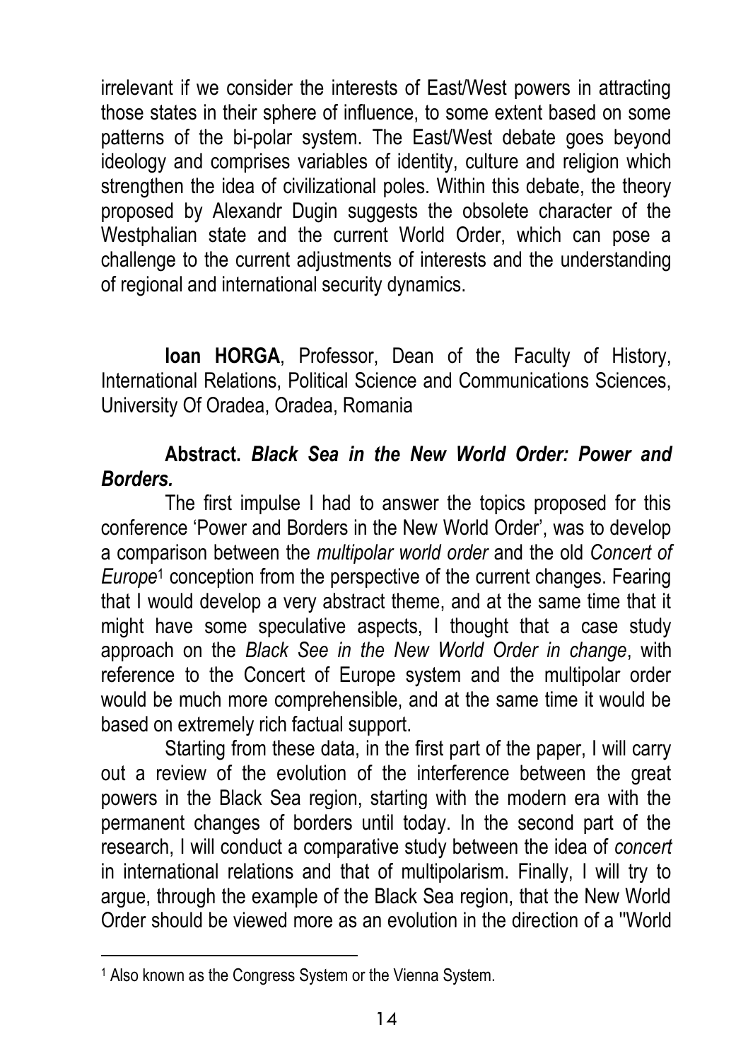irrelevant if we consider the interests of East/West powers in attracting those states in their sphere of influence, to some extent based on some patterns of the bi-polar system. The East/West debate goes beyond ideology and comprises variables of identity, culture and religion which strengthen the idea of civilizational poles. Within this debate, the theory proposed by Alexandr Dugin suggests the obsolete character of the Westphalian state and the current World Order, which can pose a challenge to the current adjustments of interests and the understanding of regional and international security dynamics.

**Ioan HORGA**, Professor, Dean of the Faculty of History, International Relations, Political Science and Communications Sciences, University Of Oradea, Oradea, Romania

**Abstract.** ***Black Sea in the New World Order: Power and Borders.***

The first impulse I had to answer the topics proposed for this conference 'Power and Borders in the New World Order', was to develop a comparison between the *multipolar world order* and the old *Concert of Europe*[1] conception from the perspective of the current changes. Fearing that I would develop a very abstract theme, and at the same time that it might have some speculative aspects, I thought that a case study approach on the *Black See in the New World Order in change*, with reference to the Concert of Europe system and the multipolar order would be much more comprehensible, and at the same time it would be based on extremely rich factual support.

Starting from these data, in the first part of the paper, I will carry out a review of the evolution of the interference between the great powers in the Black Sea region, starting with the modern era with the permanent changes of borders until today. In the second part of the research, I will conduct a comparative study between the idea of *concert* in international relations and that of multipolarism. Finally, I will try to argue, through the example of the Black Sea region, that the New World Order should be viewed more as an evolution in the direction of a "World

[1] Also known as the Congress System or the Vienna System.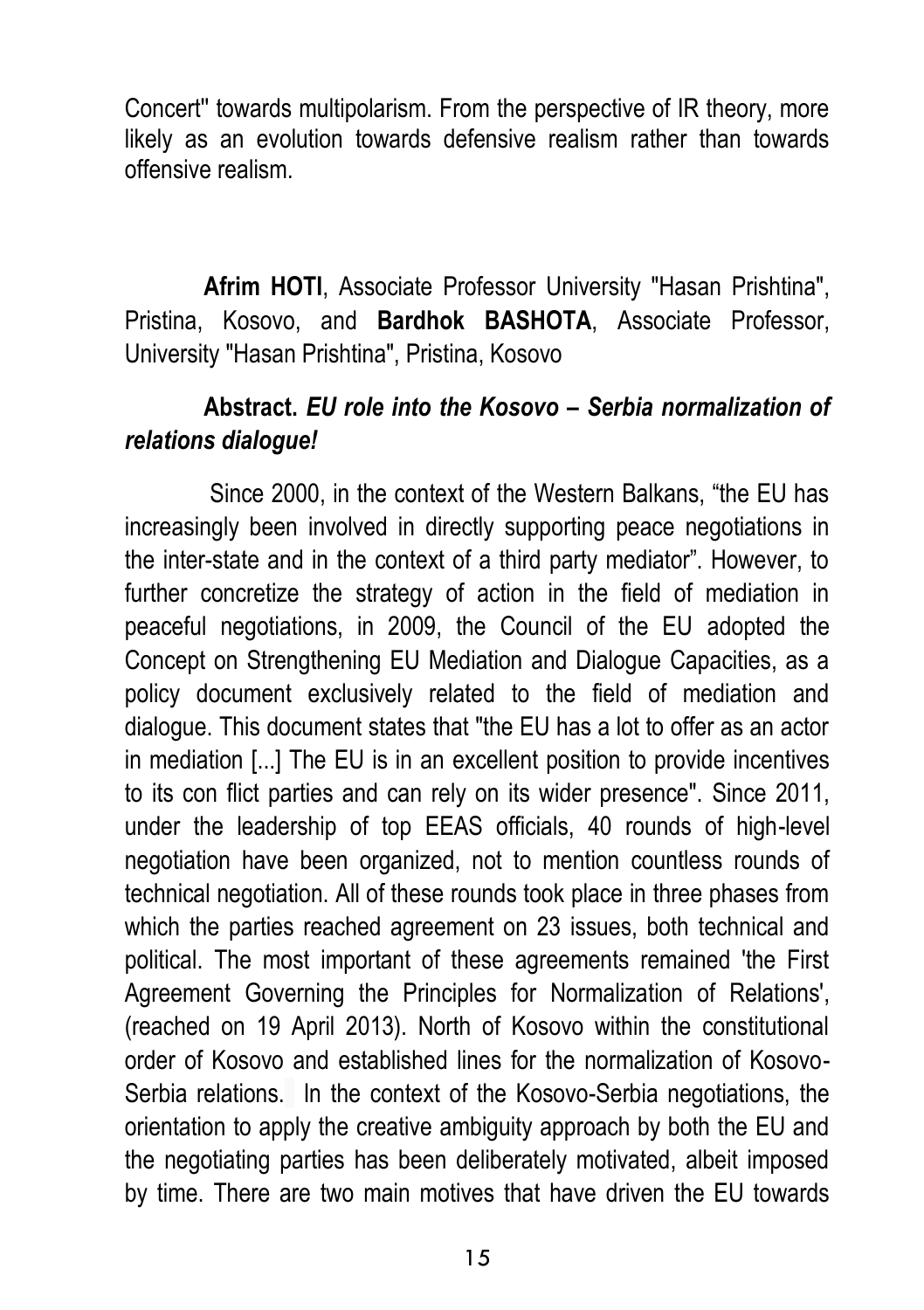Concert" towards multipolarism. From the perspective of IR theory, more likely as an evolution towards defensive realism rather than towards offensive realism.

**Afrim HOTI**, Associate Professor University "Hasan Prishtina", Pristina, Kosovo, and **Bardhok BASHOTA**, Associate Professor, University "Hasan Prishtina", Pristina, Kosovo

**Abstract.** ***EU role into the Kosovo – Serbia normalization of relations dialogue!***

Since 2000, in the context of the Western Balkans, "the EU has increasingly been involved in directly supporting peace negotiations in the inter-state and in the context of a third party mediator". However, to further concretize the strategy of action in the field of mediation in peaceful negotiations, in 2009, the Council of the EU adopted the Concept on Strengthening EU Mediation and Dialogue Capacities, as a policy document exclusively related to the field of mediation and dialogue. This document states that "the EU has a lot to offer as an actor in mediation [...] The EU is in an excellent position to provide incentives to its con flict parties and can rely on its wider presence". Since 2011, under the leadership of top EEAS officials, 40 rounds of high-level negotiation have been organized, not to mention countless rounds of technical negotiation. All of these rounds took place in three phases from which the parties reached agreement on 23 issues, both technical and political. The most important of these agreements remained 'the First Agreement Governing the Principles for Normalization of Relations', (reached on 19 April 2013). North of Kosovo within the constitutional order of Kosovo and established lines for the normalization of Kosovo-Serbia relations. In the context of the Kosovo-Serbia negotiations, the orientation to apply the creative ambiguity approach by both the EU and the negotiating parties has been deliberately motivated, albeit imposed by time. There are two main motives that have driven the EU towards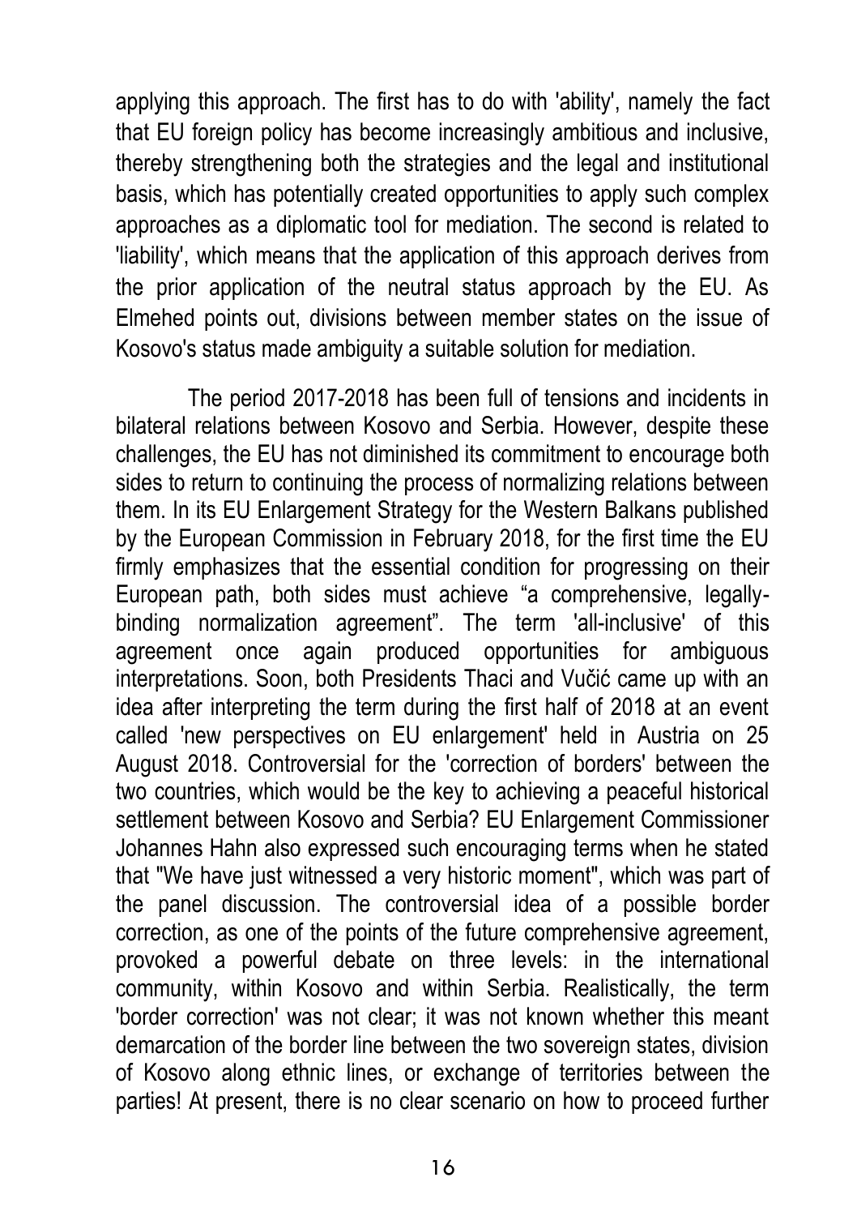applying this approach. The first has to do with 'ability', namely the fact that EU foreign policy has become increasingly ambitious and inclusive, thereby strengthening both the strategies and the legal and institutional basis, which has potentially created opportunities to apply such complex approaches as a diplomatic tool for mediation. The second is related to 'liability', which means that the application of this approach derives from the prior application of the neutral status approach by the EU. As Elmehed points out, divisions between member states on the issue of Kosovo's status made ambiguity a suitable solution for mediation.

The period 2017-2018 has been full of tensions and incidents in bilateral relations between Kosovo and Serbia. However, despite these challenges, the EU has not diminished its commitment to encourage both sides to return to continuing the process of normalizing relations between them. In its EU Enlargement Strategy for the Western Balkans published by the European Commission in February 2018, for the first time the EU firmly emphasizes that the essential condition for progressing on their European path, both sides must achieve "a comprehensive, legally-binding normalization agreement". The term 'all-inclusive' of this agreement once again produced opportunities for ambiguous interpretations. Soon, both Presidents Thaci and Vučić came up with an idea after interpreting the term during the first half of 2018 at an event called 'new perspectives on EU enlargement' held in Austria on 25 August 2018. Controversial for the 'correction of borders' between the two countries, which would be the key to achieving a peaceful historical settlement between Kosovo and Serbia? EU Enlargement Commissioner Johannes Hahn also expressed such encouraging terms when he stated that "We have just witnessed a very historic moment", which was part of the panel discussion. The controversial idea of a possible border correction, as one of the points of the future comprehensive agreement, provoked a powerful debate on three levels: in the international community, within Kosovo and within Serbia. Realistically, the term 'border correction' was not clear; it was not known whether this meant demarcation of the border line between the two sovereign states, division of Kosovo along ethnic lines, or exchange of territories between the parties! At present, there is no clear scenario on how to proceed further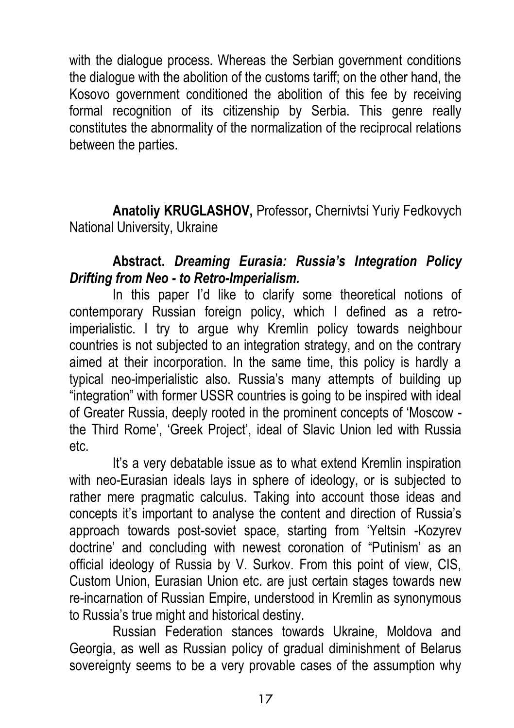with the dialogue process. Whereas the Serbian government conditions the dialogue with the abolition of the customs tariff; on the other hand, the Kosovo government conditioned the abolition of this fee by receiving formal recognition of its citizenship by Serbia. This genre really constitutes the abnormality of the normalization of the reciprocal relations between the parties.

**Anatoliy KRUGLASHOV,** Professor**,** Chernivtsi Yuriy Fedkovych National University, Ukraine

**Abstract.** ***Dreaming Eurasia: Russia's Integration Policy Drifting from Neo - to Retro-Imperialism.***

In this paper I'd like to clarify some theoretical notions of contemporary Russian foreign policy, which I defined as a retro-imperialistic. I try to argue why Kremlin policy towards neighbour countries is not subjected to an integration strategy, and on the contrary aimed at their incorporation. In the same time, this policy is hardly a typical neo-imperialistic also. Russia's many attempts of building up "integration" with former USSR countries is going to be inspired with ideal of Greater Russia, deeply rooted in the prominent concepts of 'Moscow - the Third Rome', 'Greek Project', ideal of Slavic Union led with Russia etc.

It's a very debatable issue as to what extend Kremlin inspiration with neo-Eurasian ideals lays in sphere of ideology, or is subjected to rather mere pragmatic calculus. Taking into account those ideas and concepts it's important to analyse the content and direction of Russia's approach towards post-soviet space, starting from 'Yeltsin -Kozyrev doctrine' and concluding with newest coronation of "Putinism' as an official ideology of Russia by V. Surkov. From this point of view, CIS, Custom Union, Eurasian Union etc. are just certain stages towards new re-incarnation of Russian Empire, understood in Kremlin as synonymous to Russia's true might and historical destiny.

Russian Federation stances towards Ukraine, Moldova and Georgia, as well as Russian policy of gradual diminishment of Belarus sovereignty seems to be a very provable cases of the assumption why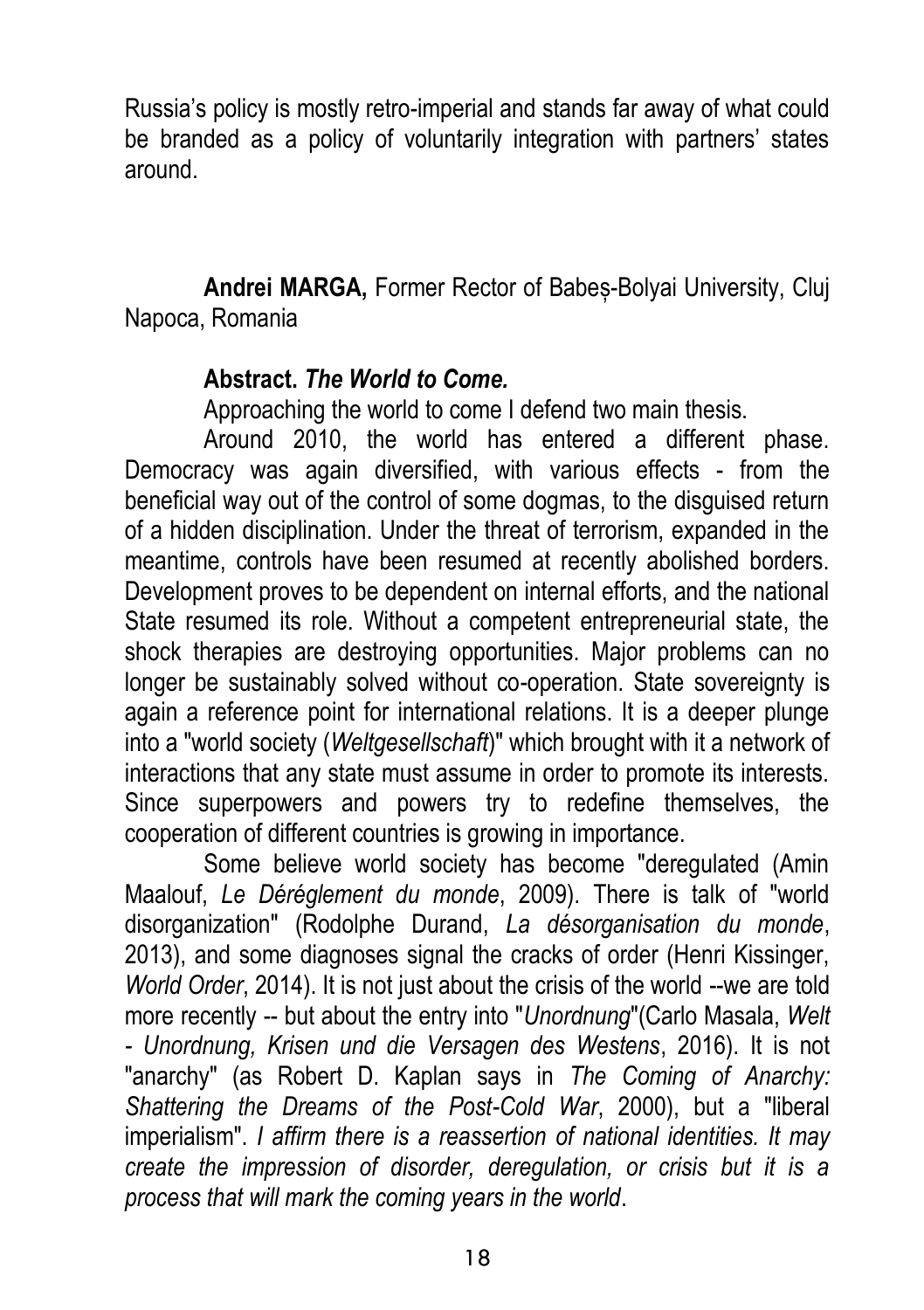Russia's policy is mostly retro-imperial and stands far away of what could be branded as a policy of voluntarily integration with partners' states around.

**Andrei MARGA,** Former Rector of Babeș-Bolyai University, Cluj Napoca, Romania

**Abstract.** ***The World to Come.***

Approaching the world to come I defend two main thesis.

Around 2010, the world has entered a different phase. Democracy was again diversified, with various effects - from the beneficial way out of the control of some dogmas, to the disguised return of a hidden disciplination. Under the threat of terrorism, expanded in the meantime, controls have been resumed at recently abolished borders. Development proves to be dependent on internal efforts, and the national State resumed its role. Without a competent entrepreneurial state, the shock therapies are destroying opportunities. Major problems can no longer be sustainably solved without co-operation. State sovereignty is again a reference point for international relations. It is a deeper plunge into a "world society (*Weltgesellschaft*)" which brought with it a network of interactions that any state must assume in order to promote its interests. Since superpowers and powers try to redefine themselves, the cooperation of different countries is growing in importance.

Some believe world society has become "deregulated (Amin Maalouf, *Le Dérèglement du monde*, 2009). There is talk of "world disorganization" (Rodolphe Durand, *La désorganisation du monde*, 2013), and some diagnoses signal the cracks of order (Henri Kissinger, *World Order*, 2014). It is not just about the crisis of the world --we are told more recently -- but about the entry into "*Unordnung*"(Carlo Masala, *Welt - Unordnung, Krisen und die Versagen des Westens*, 2016). It is not "anarchy" (as Robert D. Kaplan says in *The Coming of Anarchy: Shattering the Dreams of the Post-Cold War*, 2000), but a "liberal imperialism". *I affirm there is a reassertion of national identities. It may create the impression of disorder, deregulation, or crisis but it is a process that will mark the coming years in the world*.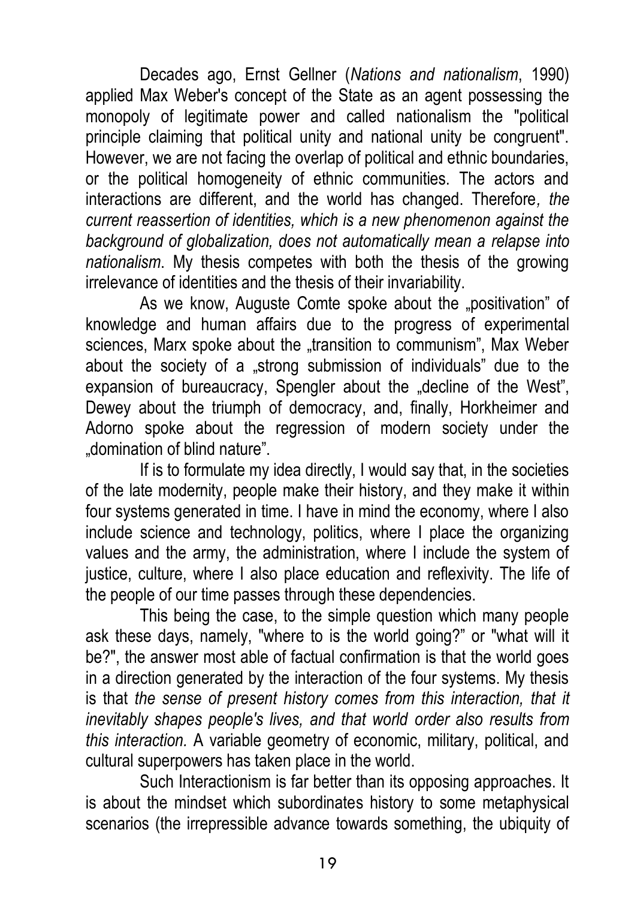Decades ago, Ernst Gellner (*Nations and nationalism*, 1990) applied Max Weber's concept of the State as an agent possessing the monopoly of legitimate power and called nationalism the "political principle claiming that political unity and national unity be congruent". However, we are not facing the overlap of political and ethnic boundaries, or the political homogeneity of ethnic communities. The actors and interactions are different, and the world has changed. Therefore*, the current reassertion of identities, which is a new phenomenon against the background of globalization, does not automatically mean a relapse into nationalism*. My thesis competes with both the thesis of the growing irrelevance of identities and the thesis of their invariability.

As we know, Auguste Comte spoke about the „positivation" of knowledge and human affairs due to the progress of experimental sciences, Marx spoke about the „transition to communism", Max Weber about the society of a „strong submission of individuals" due to the expansion of bureaucracy, Spengler about the „decline of the West", Dewey about the triumph of democracy, and, finally, Horkheimer and Adorno spoke about the regression of modern society under the „domination of blind nature".

If is to formulate my idea directly, I would say that, in the societies of the late modernity, people make their history, and they make it within four systems generated in time. I have in mind the economy, where I also include science and technology, politics, where I place the organizing values and the army, the administration, where I include the system of justice, culture, where I also place education and reflexivity. The life of the people of our time passes through these dependencies.

This being the case, to the simple question which many people ask these days, namely, "where to is the world going?" or "what will it be?", the answer most able of factual confirmation is that the world goes in a direction generated by the interaction of the four systems. My thesis is that *the sense of present history comes from this interaction, that it inevitably shapes people's lives, and that world order also results from this interaction.* A variable geometry of economic, military, political, and cultural superpowers has taken place in the world.

Such Interactionism is far better than its opposing approaches. It is about the mindset which subordinates history to some metaphysical scenarios (the irrepressible advance towards something, the ubiquity of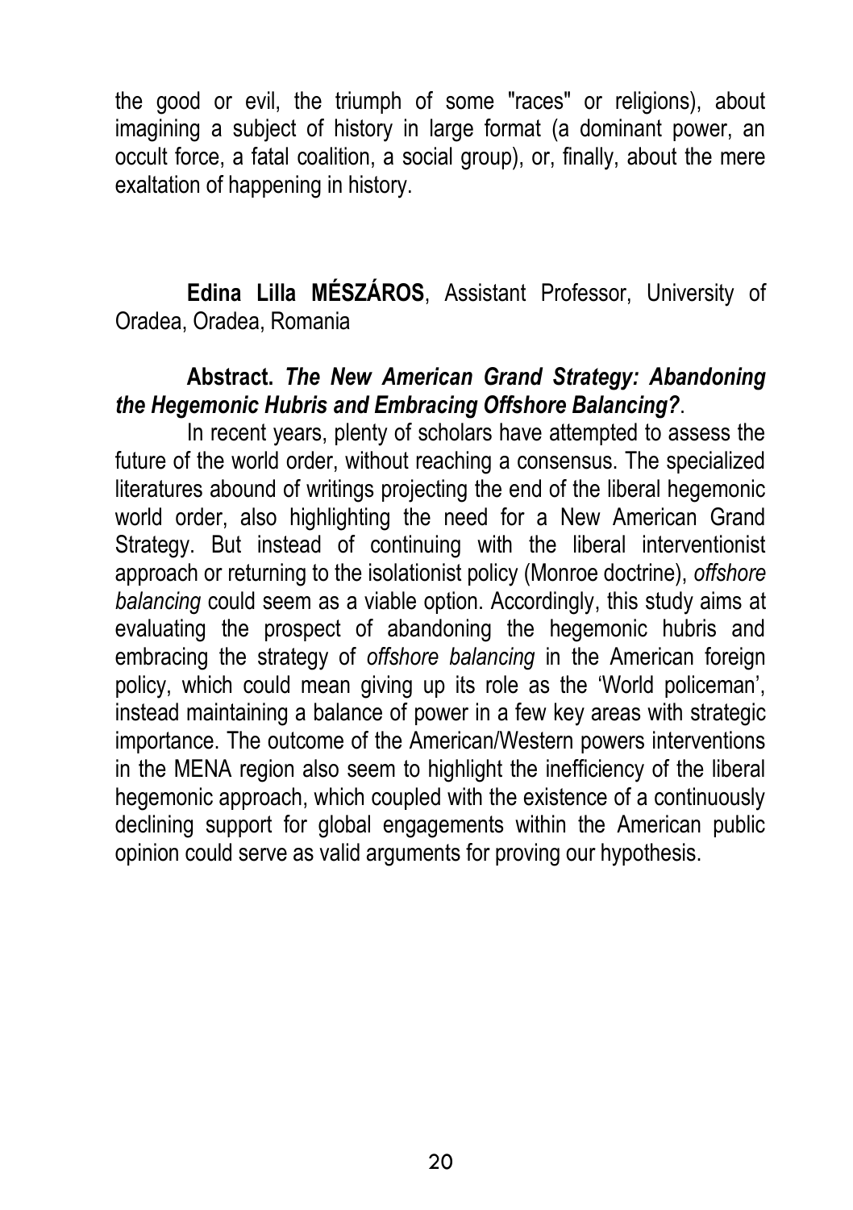the good or evil, the triumph of some "races" or religions), about imagining a subject of history in large format (a dominant power, an occult force, a fatal coalition, a social group), or, finally, about the mere exaltation of happening in history.

**Edina Lilla MÉSZÁROS**, Assistant Professor, University of Oradea, Oradea, Romania

**Abstract.** ***The New American Grand Strategy: Abandoning the Hegemonic Hubris and Embracing Offshore Balancing?***.

In recent years, plenty of scholars have attempted to assess the future of the world order, without reaching a consensus. The specialized literatures abound of writings projecting the end of the liberal hegemonic world order, also highlighting the need for a New American Grand Strategy. But instead of continuing with the liberal interventionist approach or returning to the isolationist policy (Monroe doctrine), *offshore balancing* could seem as a viable option. Accordingly, this study aims at evaluating the prospect of abandoning the hegemonic hubris and embracing the strategy of *offshore balancing* in the American foreign policy, which could mean giving up its role as the 'World policeman', instead maintaining a balance of power in a few key areas with strategic importance. The outcome of the American/Western powers interventions in the MENA region also seem to highlight the inefficiency of the liberal hegemonic approach, which coupled with the existence of a continuously declining support for global engagements within the American public opinion could serve as valid arguments for proving our hypothesis.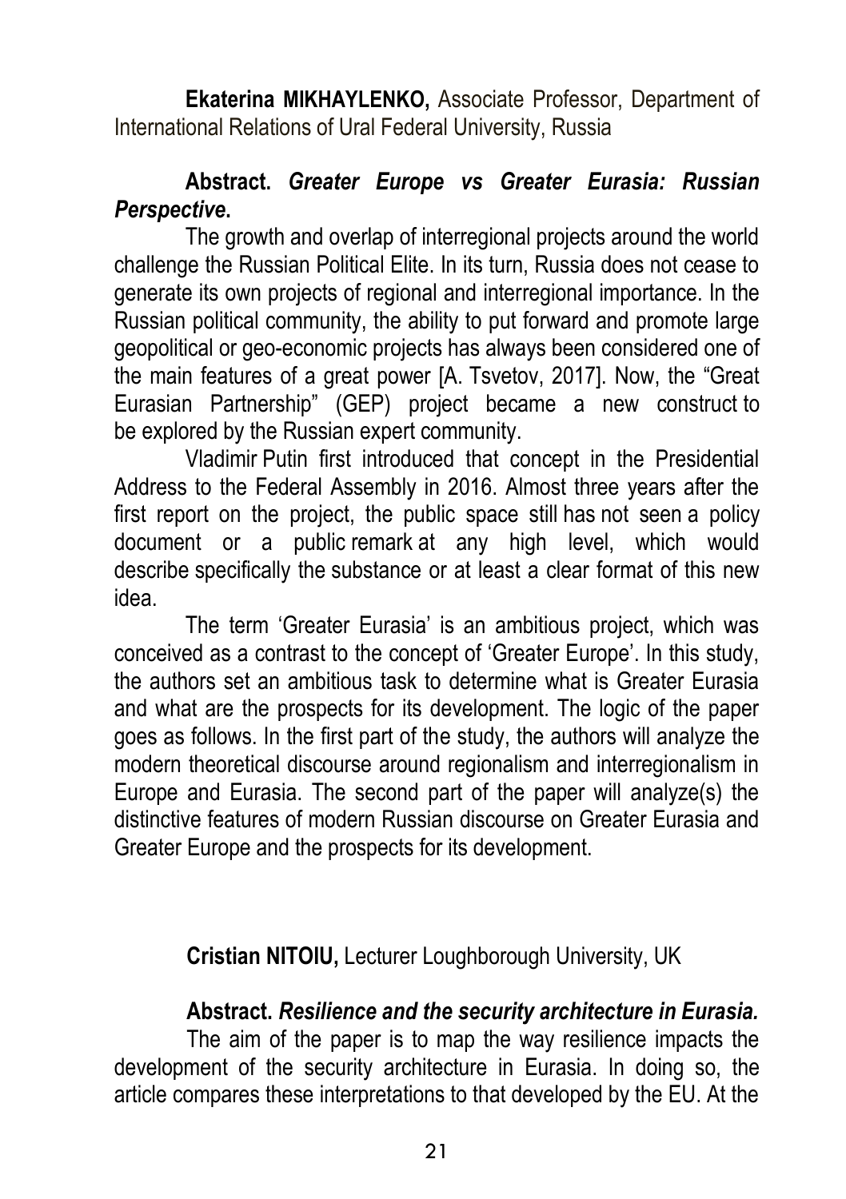**Ekaterina MIKHAYLENKO,** Associate Professor, Department of International Relations of Ural Federal University, Russia

**Abstract.** ***Greater Europe vs Greater Eurasia: Russian Perspective*.**

The growth and overlap of interregional projects around the world challenge the Russian Political Elite. In its turn, Russia does not cease to generate its own projects of regional and interregional importance. In the Russian political community, the ability to put forward and promote large geopolitical or geo-economic projects has always been considered one of the main features of a great power [A. Tsvetov, 2017]. Now, the "Great Eurasian Partnership" (GEP) project became a new construct to be explored by the Russian expert community.

Vladimir Putin first introduced that concept in the Presidential Address to the Federal Assembly in 2016. Almost three years after the first report on the project, the public space still has not seen a policy document or a public remark at any high level, which would describe specifically the substance or at least a clear format of this new idea.

The term 'Greater Eurasia' is an ambitious project, which was conceived as a contrast to the concept of 'Greater Europe'. In this study, the authors set an ambitious task to determine what is Greater Eurasia and what are the prospects for its development. The logic of the paper goes as follows. In the first part of the study, the authors will analyze the modern theoretical discourse around regionalism and interregionalism in Europe and Eurasia. The second part of the paper will analyze(s) the distinctive features of modern Russian discourse on Greater Eurasia and Greater Europe and the prospects for its development.

**Cristian NITOIU,** Lecturer Loughborough University, UK

**Abstract.** ***Resilience and the security architecture in Eurasia.***

The aim of the paper is to map the way resilience impacts the development of the security architecture in Eurasia. In doing so, the article compares these interpretations to that developed by the EU. At the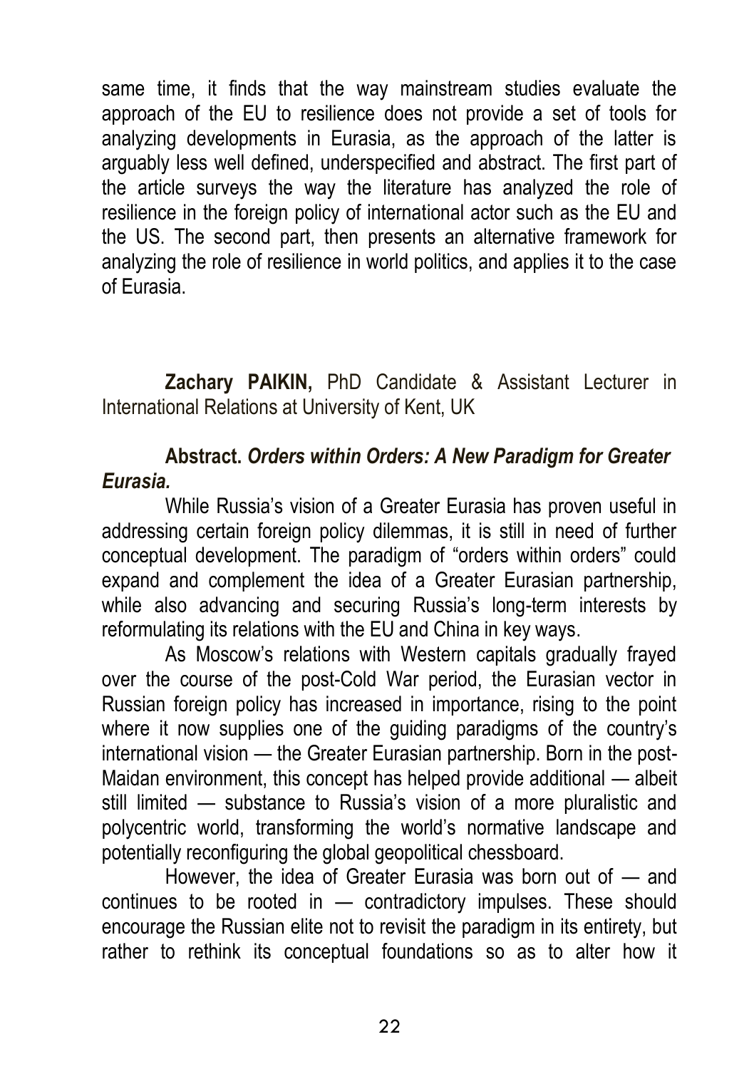same time, it finds that the way mainstream studies evaluate the approach of the EU to resilience does not provide a set of tools for analyzing developments in Eurasia, as the approach of the latter is arguably less well defined, underspecified and abstract. The first part of the article surveys the way the literature has analyzed the role of resilience in the foreign policy of international actor such as the EU and the US. The second part, then presents an alternative framework for analyzing the role of resilience in world politics, and applies it to the case of Eurasia.

**Zachary PAIKIN,** PhD Candidate & Assistant Lecturer in International Relations at University of Kent, UK

**Abstract.** ***Orders within Orders: A New Paradigm for Greater Eurasia.***

While Russia's vision of a Greater Eurasia has proven useful in addressing certain foreign policy dilemmas, it is still in need of further conceptual development. The paradigm of "orders within orders" could expand and complement the idea of a Greater Eurasian partnership, while also advancing and securing Russia's long-term interests by reformulating its relations with the EU and China in key ways.

As Moscow's relations with Western capitals gradually frayed over the course of the post-Cold War period, the Eurasian vector in Russian foreign policy has increased in importance, rising to the point where it now supplies one of the guiding paradigms of the country's international vision — the Greater Eurasian partnership. Born in the post-Maidan environment, this concept has helped provide additional — albeit still limited — substance to Russia's vision of a more pluralistic and polycentric world, transforming the world's normative landscape and potentially reconfiguring the global geopolitical chessboard.

However, the idea of Greater Eurasia was born out of — and continues to be rooted in — contradictory impulses. These should encourage the Russian elite not to revisit the paradigm in its entirety, but rather to rethink its conceptual foundations so as to alter how it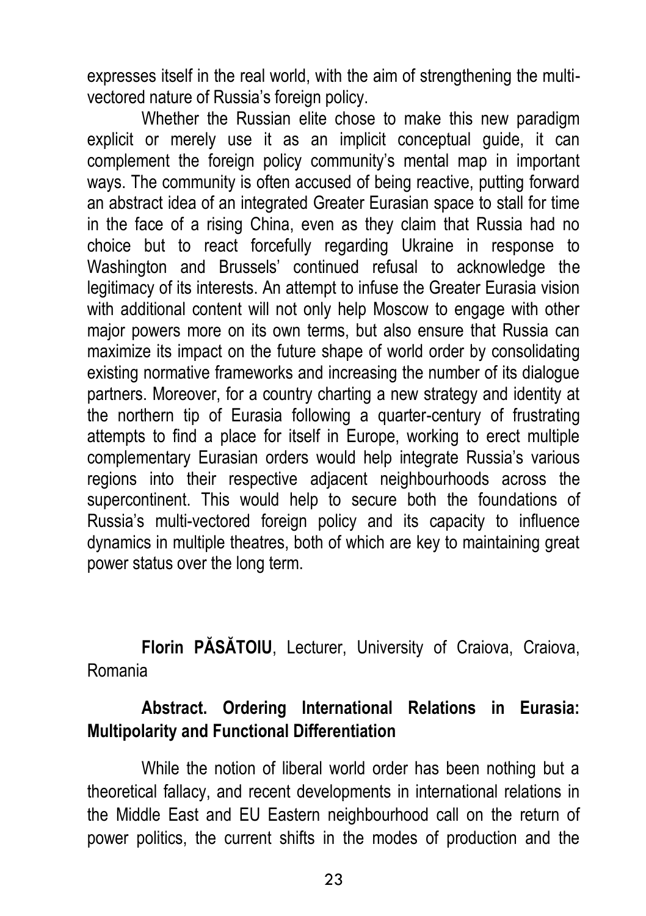expresses itself in the real world, with the aim of strengthening the multi-vectored nature of Russia's foreign policy.

Whether the Russian elite chose to make this new paradigm explicit or merely use it as an implicit conceptual guide, it can complement the foreign policy community's mental map in important ways. The community is often accused of being reactive, putting forward an abstract idea of an integrated Greater Eurasian space to stall for time in the face of a rising China, even as they claim that Russia had no choice but to react forcefully regarding Ukraine in response to Washington and Brussels' continued refusal to acknowledge the legitimacy of its interests. An attempt to infuse the Greater Eurasia vision with additional content will not only help Moscow to engage with other major powers more on its own terms, but also ensure that Russia can maximize its impact on the future shape of world order by consolidating existing normative frameworks and increasing the number of its dialogue partners. Moreover, for a country charting a new strategy and identity at the northern tip of Eurasia following a quarter-century of frustrating attempts to find a place for itself in Europe, working to erect multiple complementary Eurasian orders would help integrate Russia's various regions into their respective adjacent neighbourhoods across the supercontinent. This would help to secure both the foundations of Russia's multi-vectored foreign policy and its capacity to influence dynamics in multiple theatres, both of which are key to maintaining great power status over the long term.

**Florin PĂSĂTOIU**, Lecturer, University of Craiova, Craiova, Romania

**Abstract. Ordering International Relations in Eurasia: Multipolarity and Functional Differentiation**

While the notion of liberal world order has been nothing but a theoretical fallacy, and recent developments in international relations in the Middle East and EU Eastern neighbourhood call on the return of power politics, the current shifts in the modes of production and the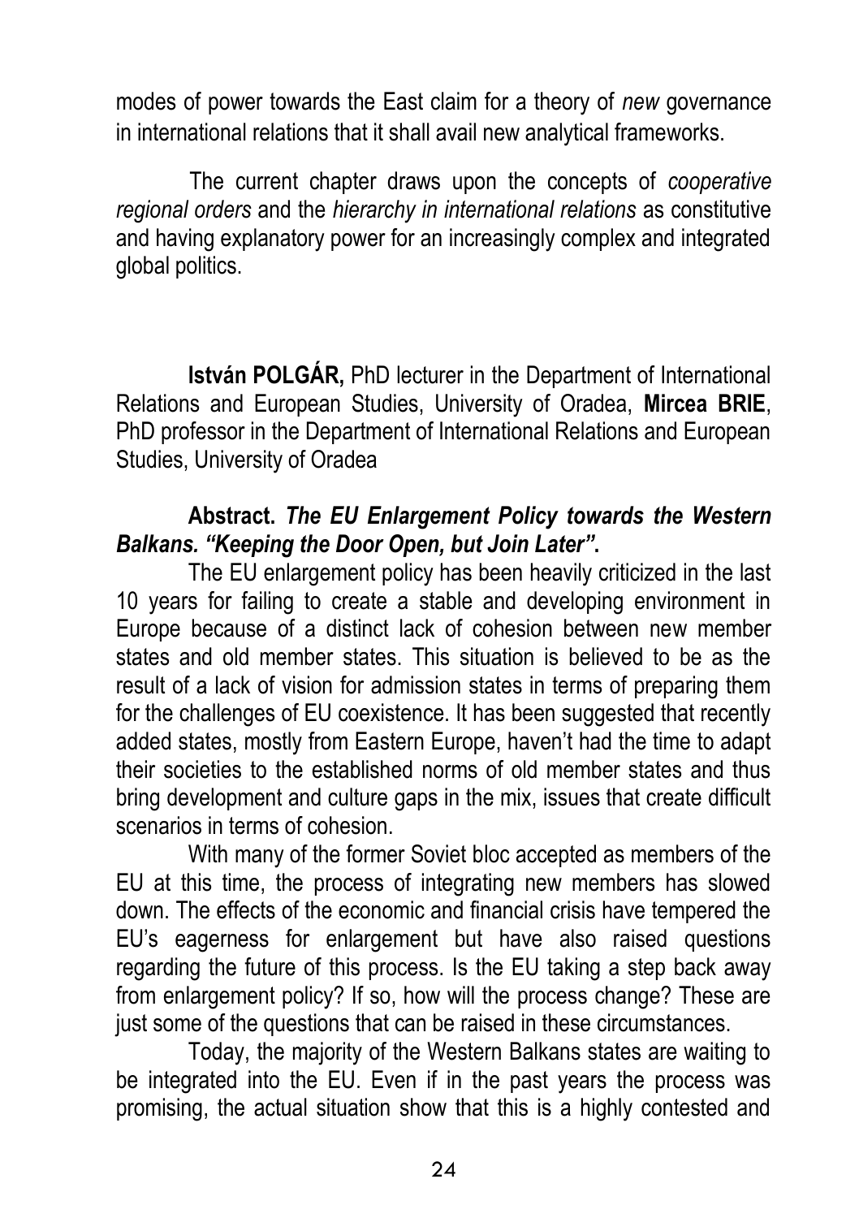modes of power towards the East claim for a theory of *new* governance in international relations that it shall avail new analytical frameworks.

The current chapter draws upon the concepts of *cooperative regional orders* and the *hierarchy in international relations* as constitutive and having explanatory power for an increasingly complex and integrated global politics.

**István POLGÁR,** PhD lecturer in the Department of International Relations and European Studies, University of Oradea, **Mircea BRIE**, PhD professor in the Department of International Relations and European Studies, University of Oradea

**Abstract.** ***The EU Enlargement Policy towards the Western Balkans. "Keeping the Door Open, but Join Later"*.**

The EU enlargement policy has been heavily criticized in the last 10 years for failing to create a stable and developing environment in Europe because of a distinct lack of cohesion between new member states and old member states. This situation is believed to be as the result of a lack of vision for admission states in terms of preparing them for the challenges of EU coexistence. It has been suggested that recently added states, mostly from Eastern Europe, haven't had the time to adapt their societies to the established norms of old member states and thus bring development and culture gaps in the mix, issues that create difficult scenarios in terms of cohesion.

With many of the former Soviet bloc accepted as members of the EU at this time, the process of integrating new members has slowed down. The effects of the economic and financial crisis have tempered the EU's eagerness for enlargement but have also raised questions regarding the future of this process. Is the EU taking a step back away from enlargement policy? If so, how will the process change? These are just some of the questions that can be raised in these circumstances.

Today, the majority of the Western Balkans states are waiting to be integrated into the EU. Even if in the past years the process was promising, the actual situation show that this is a highly contested and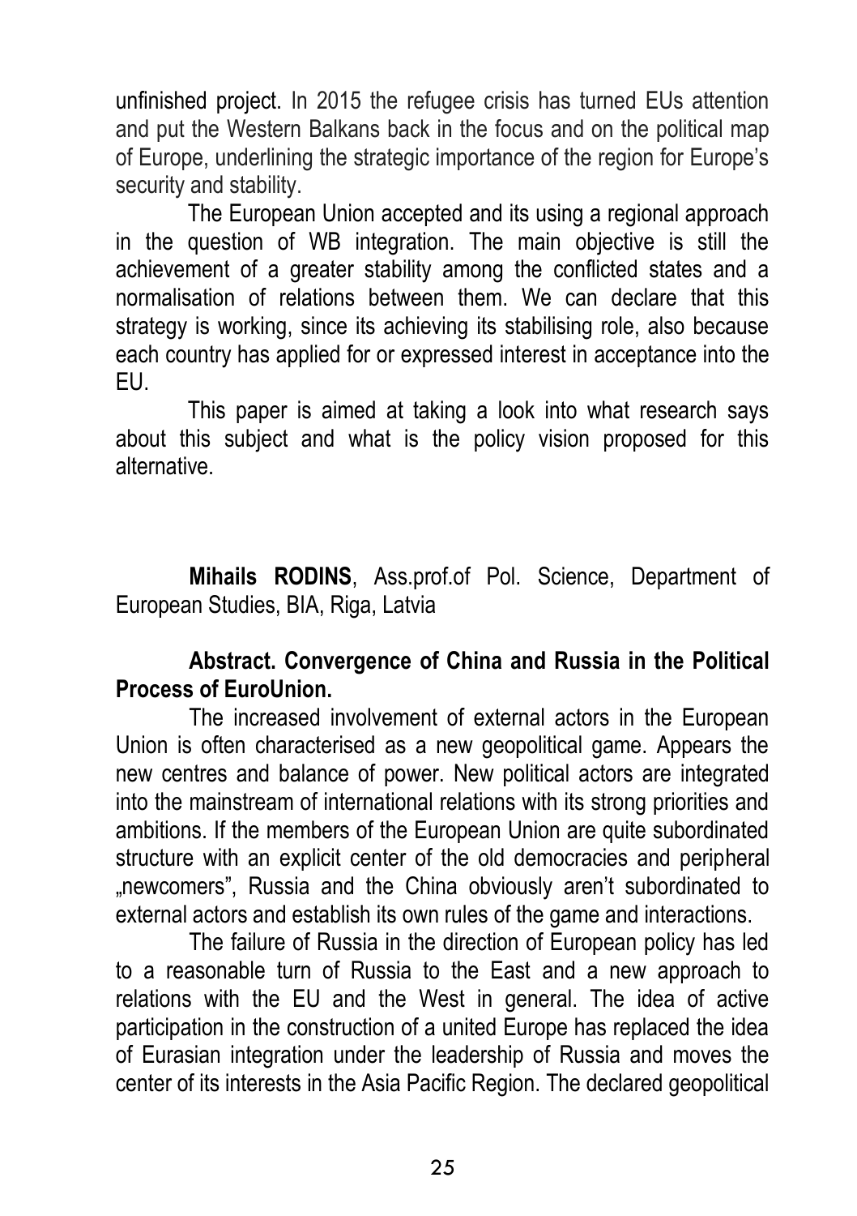unfinished project. In 2015 the refugee crisis has turned EUs attention and put the Western Balkans back in the focus and on the political map of Europe, underlining the strategic importance of the region for Europe's security and stability.

The European Union accepted and its using a regional approach in the question of WB integration. The main objective is still the achievement of a greater stability among the conflicted states and a normalisation of relations between them. We can declare that this strategy is working, since its achieving its stabilising role, also because each country has applied for or expressed interest in acceptance into the EU.

This paper is aimed at taking a look into what research says about this subject and what is the policy vision proposed for this alternative.

**Mihails RODINS**, Ass.prof.of Pol. Science, Department of European Studies, BIA, Riga, Latvia

**Abstract. Convergence of China and Russia in the Political Process of EuroUnion.**

The increased involvement of external actors in the European Union is often characterised as a new geopolitical game. Appears the new centres and balance of power. New political actors are integrated into the mainstream of international relations with its strong priorities and ambitions. If the members of the European Union are quite subordinated structure with an explicit center of the old democracies and peripheral „newcomers", Russia and the China obviously aren't subordinated to external actors and establish its own rules of the game and interactions.

The failure of Russia in the direction of European policy has led to a reasonable turn of Russia to the East and a new approach to relations with the EU and the West in general. The idea of active participation in the construction of a united Europe has replaced the idea of Eurasian integration under the leadership of Russia and moves the center of its interests in the Asia Pacific Region. The declared geopolitical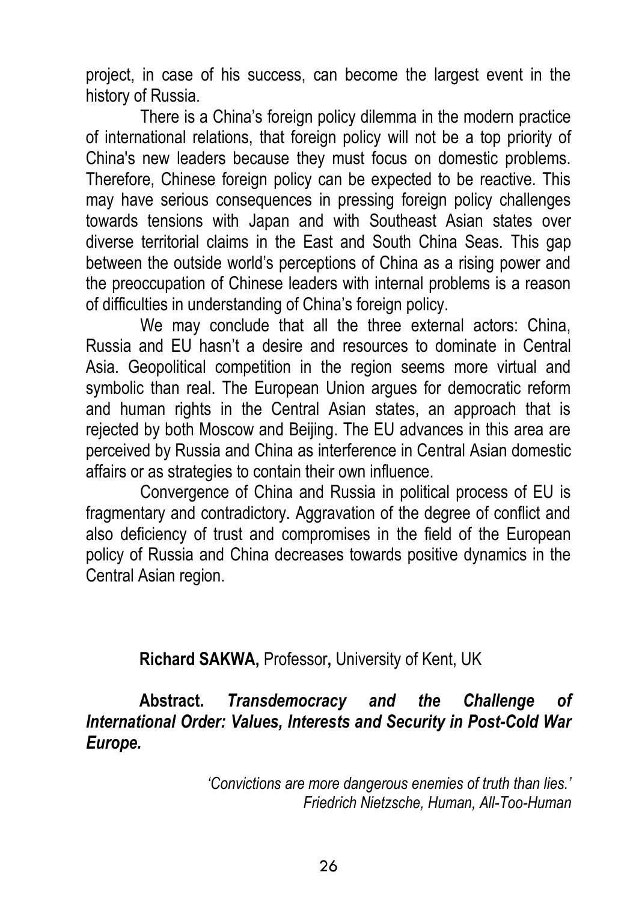project, in case of his success, can become the largest event in the history of Russia.

There is a China's foreign policy dilemma in the modern practice of international relations, that foreign policy will not be a top priority of China's new leaders because they must focus on domestic problems. Therefore, Chinese foreign policy can be expected to be reactive. This may have serious consequences in pressing foreign policy challenges towards tensions with Japan and with Southeast Asian states over diverse territorial claims in the East and South China Seas. This gap between the outside world's perceptions of China as a rising power and the preoccupation of Chinese leaders with internal problems is a reason of difficulties in understanding of China's foreign policy.

We may conclude that all the three external actors: China, Russia and EU hasn't a desire and resources to dominate in Central Asia. Geopolitical competition in the region seems more virtual and symbolic than real. The European Union argues for democratic reform and human rights in the Central Asian states, an approach that is rejected by both Moscow and Beijing. The EU advances in this area are perceived by Russia and China as interference in Central Asian domestic affairs or as strategies to contain their own influence.

Convergence of China and Russia in political process of EU is fragmentary and contradictory. Aggravation of the degree of conflict and also deficiency of trust and compromises in the field of the European policy of Russia and China decreases towards positive dynamics in the Central Asian region.

**Richard SAKWA,** Professor**,** University of Kent, UK

**Abstract.** ***Transdemocracy and the Challenge of International Order: Values, Interests and Security in Post-Cold War Europe.***

*'Convictions are more dangerous enemies of truth than lies.'*
*Friedrich Nietzsche, Human, All-Too-Human*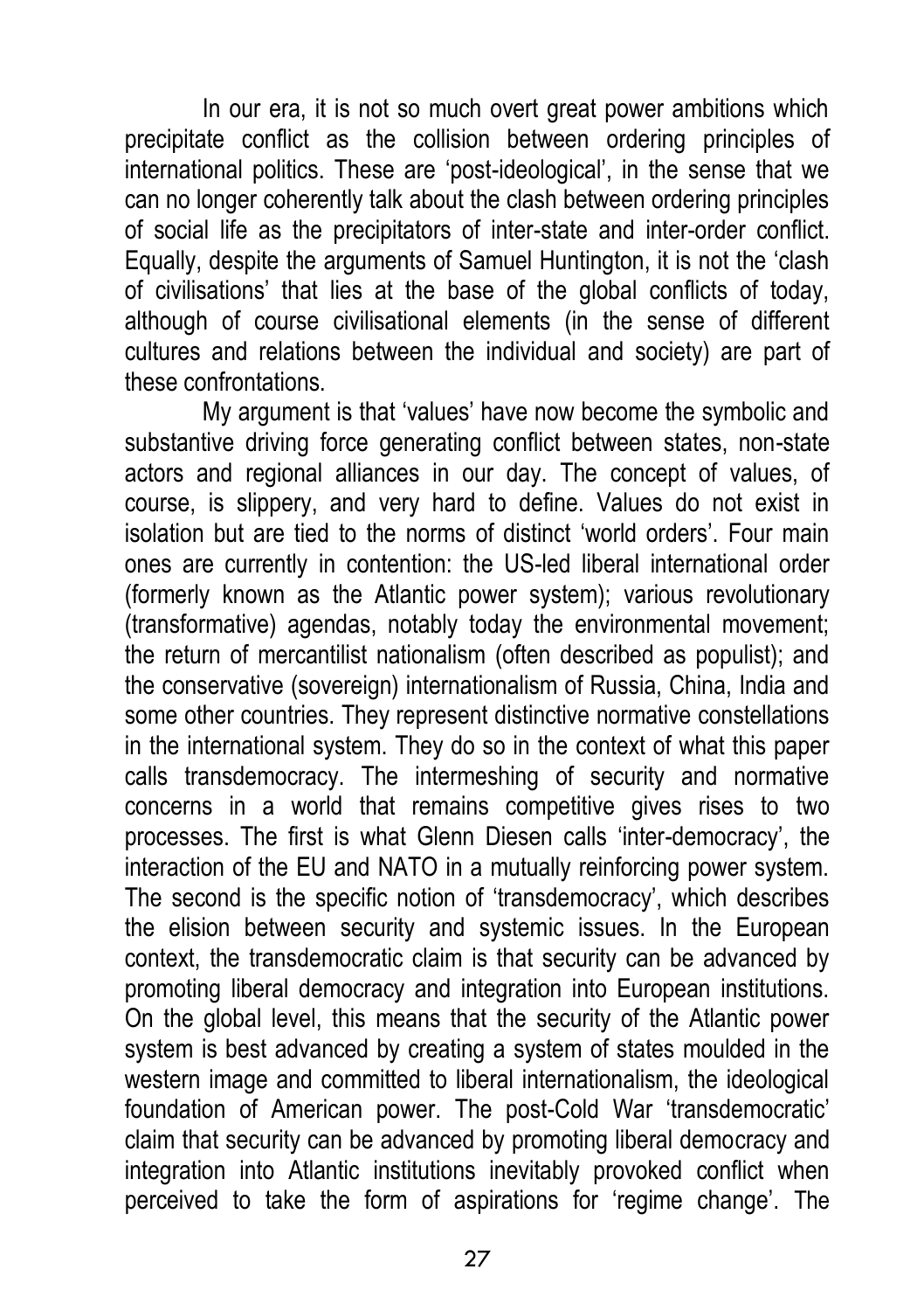In our era, it is not so much overt great power ambitions which precipitate conflict as the collision between ordering principles of international politics. These are 'post-ideological', in the sense that we can no longer coherently talk about the clash between ordering principles of social life as the precipitators of inter-state and inter-order conflict. Equally, despite the arguments of Samuel Huntington, it is not the 'clash of civilisations' that lies at the base of the global conflicts of today, although of course civilisational elements (in the sense of different cultures and relations between the individual and society) are part of these confrontations.

My argument is that 'values' have now become the symbolic and substantive driving force generating conflict between states, non-state actors and regional alliances in our day. The concept of values, of course, is slippery, and very hard to define. Values do not exist in isolation but are tied to the norms of distinct 'world orders'. Four main ones are currently in contention: the US-led liberal international order (formerly known as the Atlantic power system); various revolutionary (transformative) agendas, notably today the environmental movement; the return of mercantilist nationalism (often described as populist); and the conservative (sovereign) internationalism of Russia, China, India and some other countries. They represent distinctive normative constellations in the international system. They do so in the context of what this paper calls transdemocracy. The intermeshing of security and normative concerns in a world that remains competitive gives rises to two processes. The first is what Glenn Diesen calls 'inter-democracy', the interaction of the EU and NATO in a mutually reinforcing power system. The second is the specific notion of 'transdemocracy', which describes the elision between security and systemic issues. In the European context, the transdemocratic claim is that security can be advanced by promoting liberal democracy and integration into European institutions. On the global level, this means that the security of the Atlantic power system is best advanced by creating a system of states moulded in the western image and committed to liberal internationalism, the ideological foundation of American power. The post-Cold War 'transdemocratic' claim that security can be advanced by promoting liberal democracy and integration into Atlantic institutions inevitably provoked conflict when perceived to take the form of aspirations for 'regime change'. The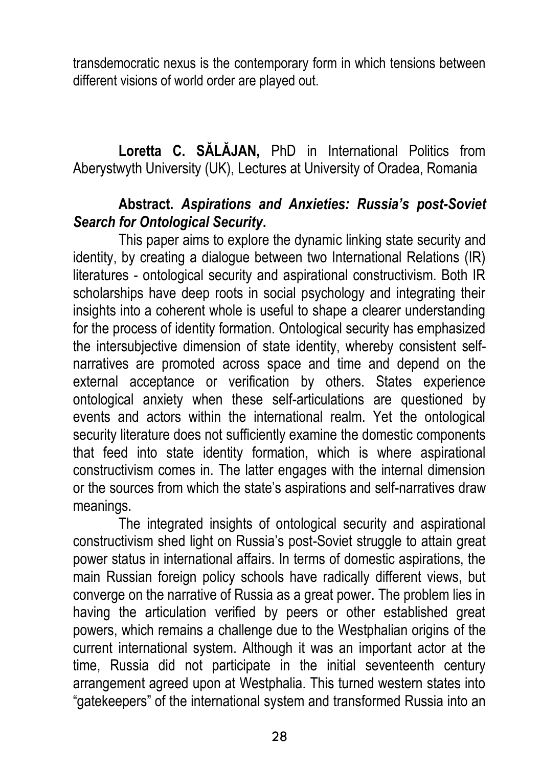transdemocratic nexus is the contemporary form in which tensions between different visions of world order are played out.

**Loretta C. SĂLĂJAN,** PhD in International Politics from Aberystwyth University (UK), Lectures at University of Oradea, Romania

**Abstract.** ***Aspirations and Anxieties: Russia's post-Soviet Search for Ontological Security*.**

This paper aims to explore the dynamic linking state security and identity, by creating a dialogue between two International Relations (IR) literatures - ontological security and aspirational constructivism. Both IR scholarships have deep roots in social psychology and integrating their insights into a coherent whole is useful to shape a clearer understanding for the process of identity formation. Ontological security has emphasized the intersubjective dimension of state identity, whereby consistent self-narratives are promoted across space and time and depend on the external acceptance or verification by others. States experience ontological anxiety when these self-articulations are questioned by events and actors within the international realm. Yet the ontological security literature does not sufficiently examine the domestic components that feed into state identity formation, which is where aspirational constructivism comes in. The latter engages with the internal dimension or the sources from which the state's aspirations and self-narratives draw meanings.

The integrated insights of ontological security and aspirational constructivism shed light on Russia's post-Soviet struggle to attain great power status in international affairs. In terms of domestic aspirations, the main Russian foreign policy schools have radically different views, but converge on the narrative of Russia as a great power. The problem lies in having the articulation verified by peers or other established great powers, which remains a challenge due to the Westphalian origins of the current international system. Although it was an important actor at the time, Russia did not participate in the initial seventeenth century arrangement agreed upon at Westphalia. This turned western states into "gatekeepers" of the international system and transformed Russia into an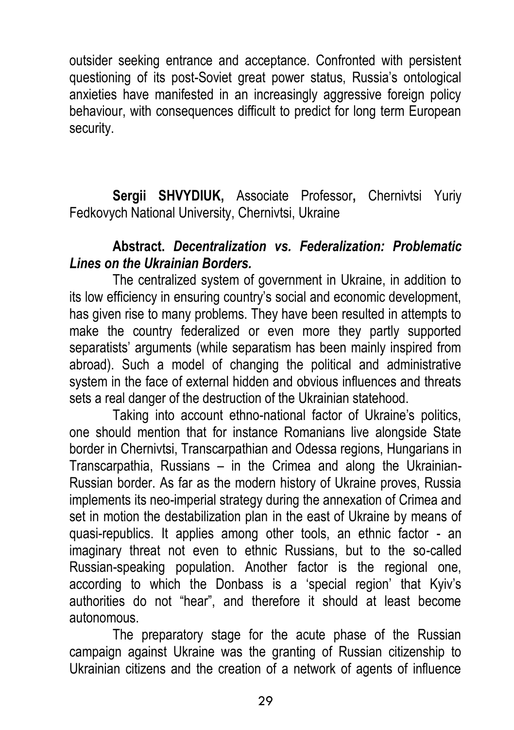outsider seeking entrance and acceptance. Confronted with persistent questioning of its post-Soviet great power status, Russia's ontological anxieties have manifested in an increasingly aggressive foreign policy behaviour, with consequences difficult to predict for long term European security.

**Sergii SHVYDIUK,** Associate Professor**,** Chernivtsi Yuriy Fedkovych National University, Chernivtsi, Ukraine

**Abstract.** ***Decentralization vs. Federalization: Problematic Lines on the Ukrainian Borders.***

The centralized system of government in Ukraine, in addition to its low efficiency in ensuring country's social and economic development, has given rise to many problems. They have been resulted in attempts to make the country federalized or even more they partly supported separatists' arguments (while separatism has been mainly inspired from abroad). Such a model of changing the political and administrative system in the face of external hidden and obvious influences and threats sets a real danger of the destruction of the Ukrainian statehood.

Taking into account ethno-national factor of Ukraine's politics, one should mention that for instance Romanians live alongside State border in Chernivtsi, Transcarpathian and Odessa regions, Hungarians in Transcarpathia, Russians – in the Crimea and along the Ukrainian-Russian border. As far as the modern history of Ukraine proves, Russia implements its neo-imperial strategy during the annexation of Crimea and set in motion the destabilization plan in the east of Ukraine by means of quasi-republics. It applies among other tools, an ethnic factor - an imaginary threat not even to ethnic Russians, but to the so-called Russian-speaking population. Another factor is the regional one, according to which the Donbass is a 'special region' that Kyiv's authorities do not "hear", and therefore it should at least become autonomous.

The preparatory stage for the acute phase of the Russian campaign against Ukraine was the granting of Russian citizenship to Ukrainian citizens and the creation of a network of agents of influence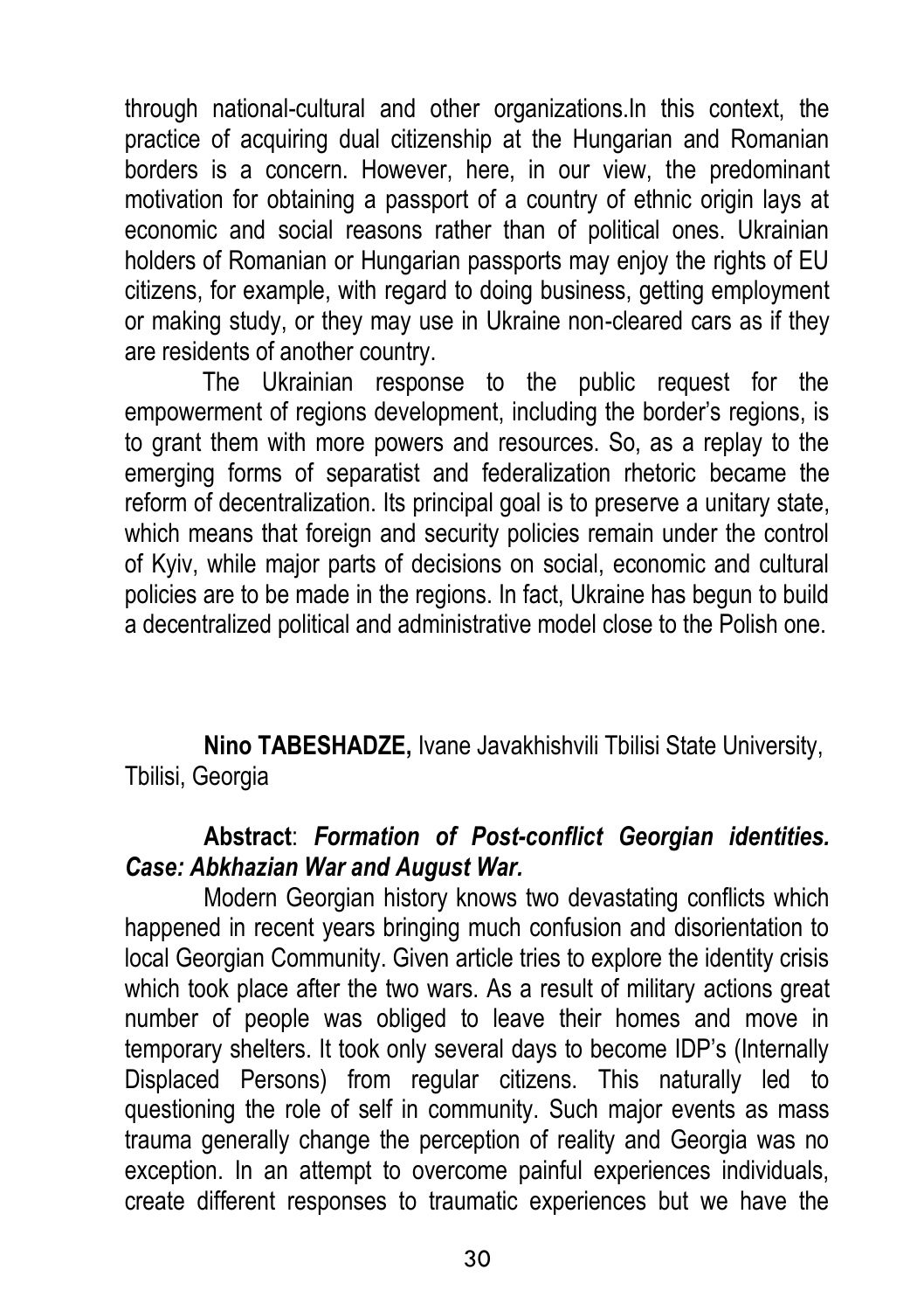through national-cultural and other organizations.In this context, the practice of acquiring dual citizenship at the Hungarian and Romanian borders is a concern. However, here, in our view, the predominant motivation for obtaining a passport of a country of ethnic origin lays at economic and social reasons rather than of political ones. Ukrainian holders of Romanian or Hungarian passports may enjoy the rights of EU citizens, for example, with regard to doing business, getting employment or making study, or they may use in Ukraine non-cleared cars as if they are residents of another country.

The Ukrainian response to the public request for the empowerment of regions development, including the border's regions, is to grant them with more powers and resources. So, as a replay to the emerging forms of separatist and federalization rhetoric became the reform of decentralization. Its principal goal is to preserve a unitary state, which means that foreign and security policies remain under the control of Kyiv, while major parts of decisions on social, economic and cultural policies are to be made in the regions. In fact, Ukraine has begun to build a decentralized political and administrative model close to the Polish one.

**Nino TABESHADZE,** Ivane Javakhishvili Tbilisi State University, Tbilisi, Georgia

**Abstract**: ***Formation of Post-conflict Georgian identities. Case: Abkhazian War and August War.***

Modern Georgian history knows two devastating conflicts which happened in recent years bringing much confusion and disorientation to local Georgian Community. Given article tries to explore the identity crisis which took place after the two wars. As a result of military actions great number of people was obliged to leave their homes and move in temporary shelters. It took only several days to become IDP's (Internally Displaced Persons) from regular citizens. This naturally led to questioning the role of self in community. Such major events as mass trauma generally change the perception of reality and Georgia was no exception. In an attempt to overcome painful experiences individuals, create different responses to traumatic experiences but we have the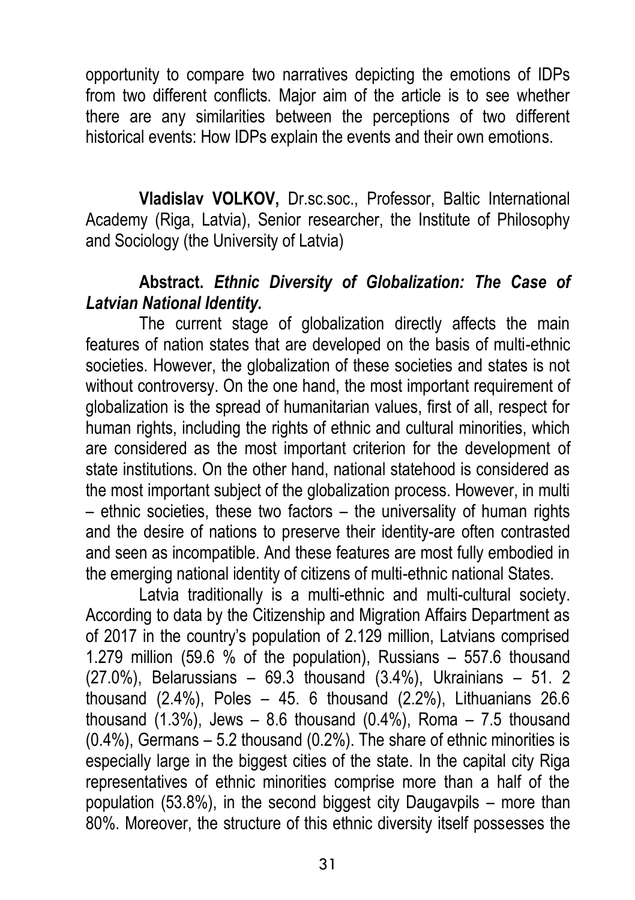opportunity to compare two narratives depicting the emotions of IDPs from two different conflicts. Major aim of the article is to see whether there are any similarities between the perceptions of two different historical events: How IDPs explain the events and their own emotions.

**Vladislav VOLKOV,** Dr.sc.soc., Professor, Baltic International Academy (Riga, Latvia), Senior researcher, the Institute of Philosophy and Sociology (the University of Latvia)

**Abstract.** ***Ethnic Diversity of Globalization: The Case of Latvian National Identity.***

The current stage of globalization directly affects the main features of nation states that are developed on the basis of multi-ethnic societies. However, the globalization of these societies and states is not without controversy. On the one hand, the most important requirement of globalization is the spread of humanitarian values, first of all, respect for human rights, including the rights of ethnic and cultural minorities, which are considered as the most important criterion for the development of state institutions. On the other hand, national statehood is considered as the most important subject of the globalization process. However, in multi – ethnic societies, these two factors – the universality of human rights and the desire of nations to preserve their identity-are often contrasted and seen as incompatible. And these features are most fully embodied in the emerging national identity of citizens of multi-ethnic national States.

Latvia traditionally is a multi-ethnic and multi-cultural society. According to data by the Citizenship and Migration Affairs Department as of 2017 in the country's population of 2.129 million, Latvians comprised 1.279 million (59.6 % of the population), Russians – 557.6 thousand (27.0%), Belarussians – 69.3 thousand (3.4%), Ukrainians – 51. 2 thousand (2.4%), Poles – 45. 6 thousand (2.2%), Lithuanians 26.6 thousand (1.3%), Jews – 8.6 thousand (0.4%), Roma – 7.5 thousand (0.4%), Germans – 5.2 thousand (0.2%). The share of ethnic minorities is especially large in the biggest cities of the state. In the capital city Riga representatives of ethnic minorities comprise more than a half of the population (53.8%), in the second biggest city Daugavpils – more than 80%. Moreover, the structure of this ethnic diversity itself possesses the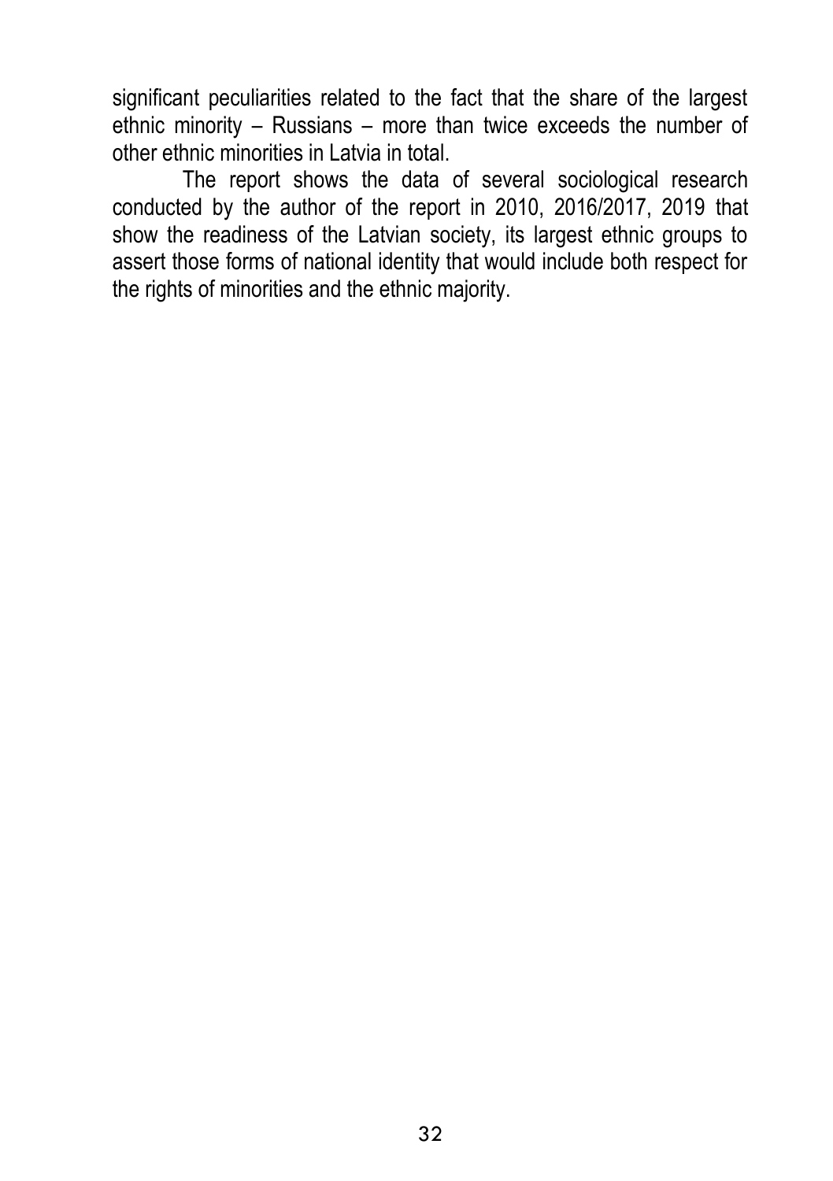significant peculiarities related to the fact that the share of the largest ethnic minority – Russians – more than twice exceeds the number of other ethnic minorities in Latvia in total.

The report shows the data of several sociological research conducted by the author of the report in 2010, 2016/2017, 2019 that show the readiness of the Latvian society, its largest ethnic groups to assert those forms of national identity that would include both respect for the rights of minorities and the ethnic majority.